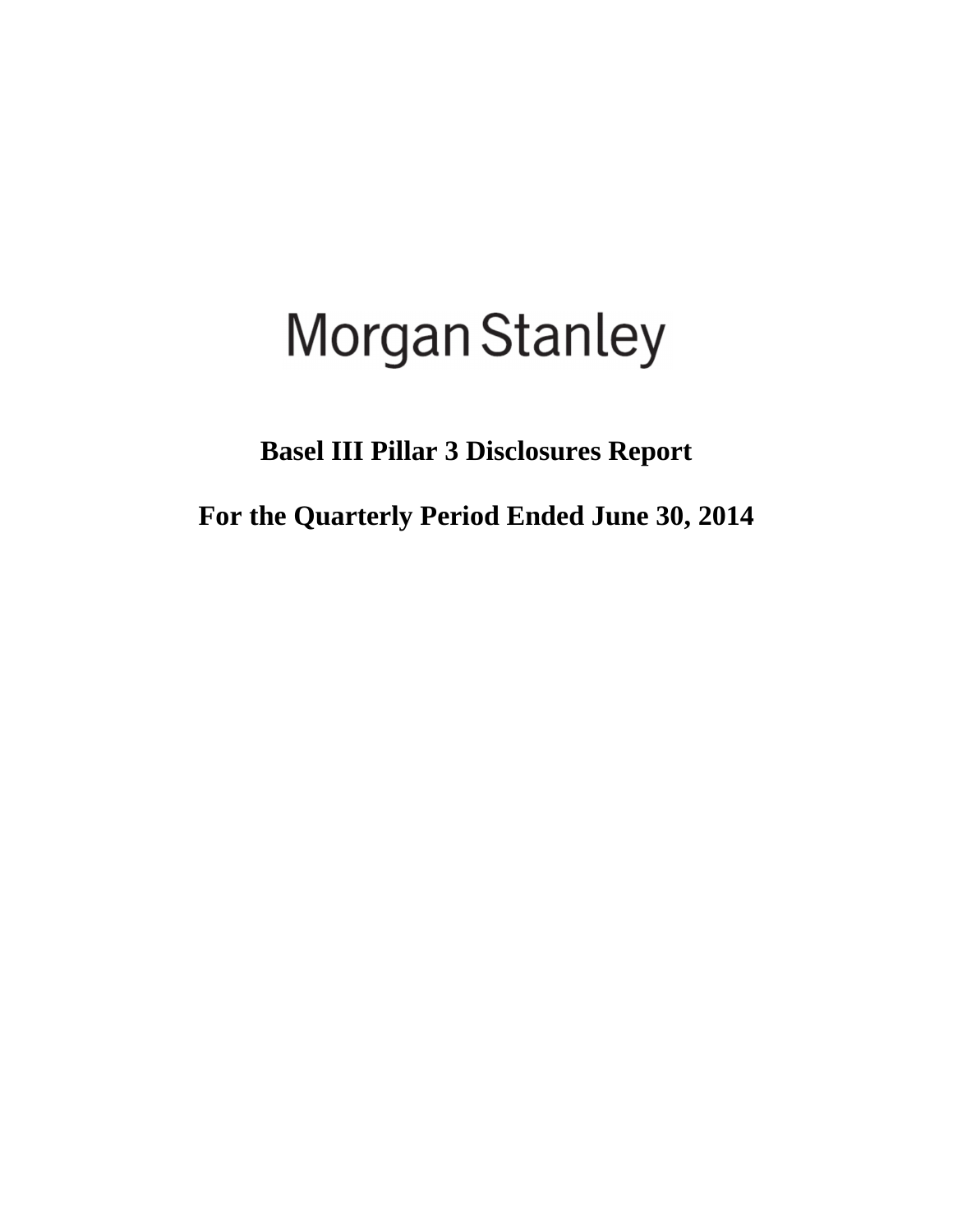# Morgan Stanley

## Basel III Pillar 3 Disclosures Report

## For the Quarterly Period Ended June 30, 2014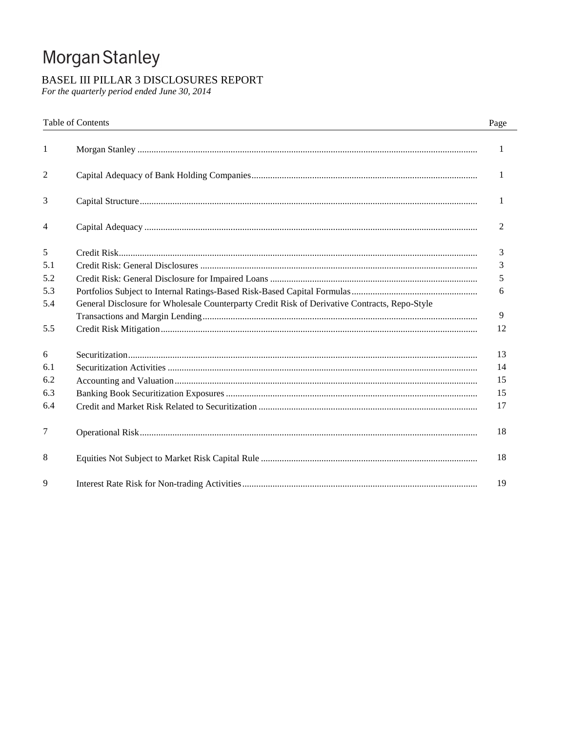# Morgan Stanley

## BASEL III PILLAR 3 DISCLOSURES REPORT

*For the quarterly period ended June 30, 2014*

| Table of Contents | | Page |
|---|---|---|
| 1 | Morgan Stanley | 1 |
| 2 | Capital Adequacy of Bank Holding Companies | 1 |
| 3 | Capital Structure | 1 |
| 4 | Capital Adequacy | 2 |
| 5 | Credit Risk | 3 |
| 5.1 | Credit Risk: General Disclosures | 3 |
| 5.2 | Credit Risk: General Disclosure for Impaired Loans | 5 |
| 5.3 | Portfolios Subject to Internal Ratings-Based Risk-Based Capital Formulas | 6 |
| 5.4 | General Disclosure for Wholesale Counterparty Credit Risk of Derivative Contracts, Repo-Style Transactions and Margin Lending | 9 |
| 5.5 | Credit Risk Mitigation | 12 |
| 6 | Securitization | 13 |
| 6.1 | Securitization Activities | 14 |
| 6.2 | Accounting and Valuation | 15 |
| 6.3 | Banking Book Securitization Exposures | 15 |
| 6.4 | Credit and Market Risk Related to Securitization | 17 |
| 7 | Operational Risk | 18 |
| 8 | Equities Not Subject to Market Risk Capital Rule | 18 |
| 9 | Interest Rate Risk for Non-trading Activities | 19 |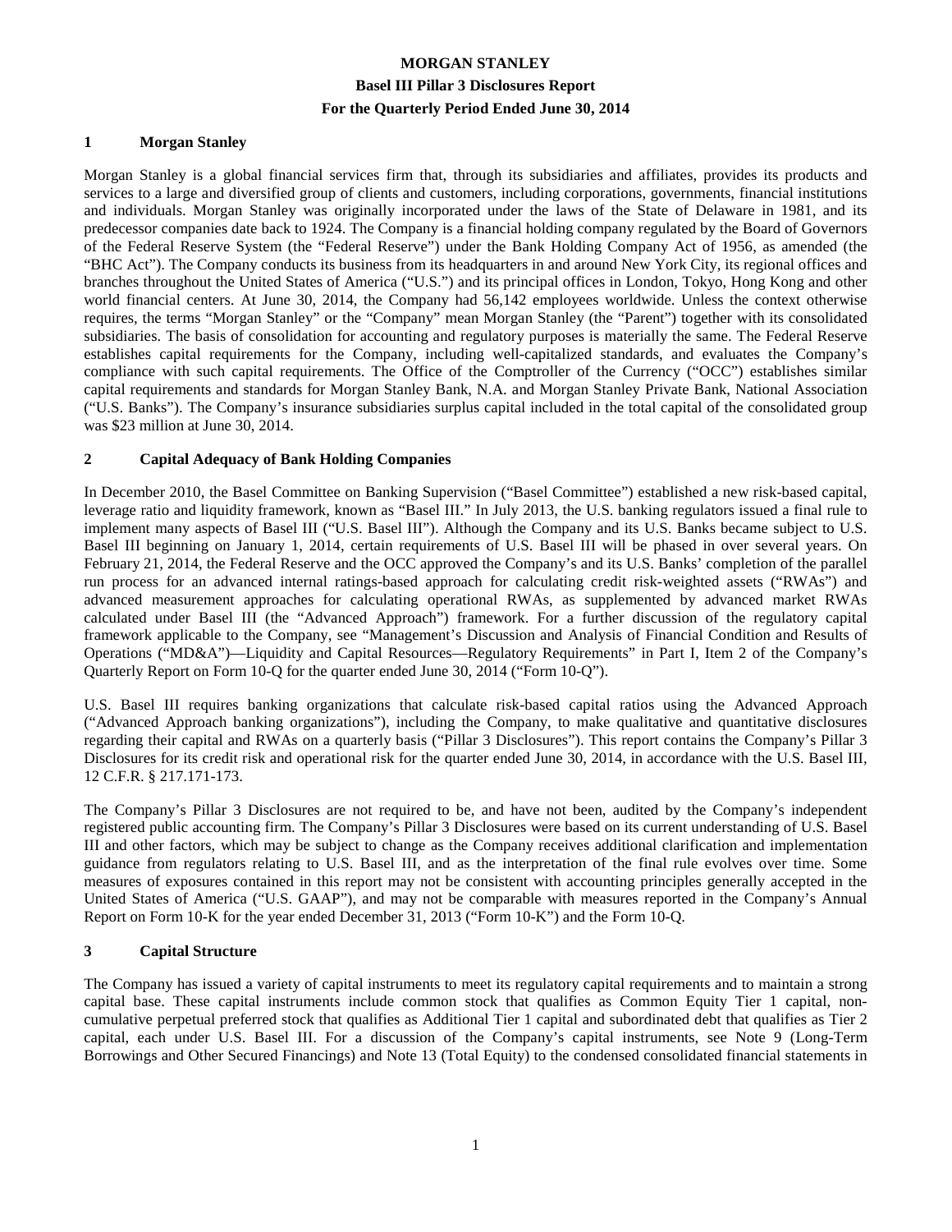**MORGAN STANLEY**

**Basel III Pillar 3 Disclosures Report**

**For the Quarterly Period Ended June 30, 2014**

## 1 Morgan Stanley

Morgan Stanley is a global financial services firm that, through its subsidiaries and affiliates, provides its products and services to a large and diversified group of clients and customers, including corporations, governments, financial institutions and individuals. Morgan Stanley was originally incorporated under the laws of the State of Delaware in 1981, and its predecessor companies date back to 1924. The Company is a financial holding company regulated by the Board of Governors of the Federal Reserve System (the "Federal Reserve") under the Bank Holding Company Act of 1956, as amended (the "BHC Act"). The Company conducts its business from its headquarters in and around New York City, its regional offices and branches throughout the United States of America ("U.S.") and its principal offices in London, Tokyo, Hong Kong and other world financial centers. At June 30, 2014, the Company had 56,142 employees worldwide. Unless the context otherwise requires, the terms "Morgan Stanley" or the "Company" mean Morgan Stanley (the "Parent") together with its consolidated subsidiaries. The basis of consolidation for accounting and regulatory purposes is materially the same. The Federal Reserve establishes capital requirements for the Company, including well-capitalized standards, and evaluates the Company's compliance with such capital requirements. The Office of the Comptroller of the Currency ("OCC") establishes similar capital requirements and standards for Morgan Stanley Bank, N.A. and Morgan Stanley Private Bank, National Association ("U.S. Banks"). The Company's insurance subsidiaries surplus capital included in the total capital of the consolidated group was $23 million at June 30, 2014.

## 2 Capital Adequacy of Bank Holding Companies

In December 2010, the Basel Committee on Banking Supervision ("Basel Committee") established a new risk-based capital, leverage ratio and liquidity framework, known as "Basel III." In July 2013, the U.S. banking regulators issued a final rule to implement many aspects of Basel III ("U.S. Basel III"). Although the Company and its U.S. Banks became subject to U.S. Basel III beginning on January 1, 2014, certain requirements of U.S. Basel III will be phased in over several years. On February 21, 2014, the Federal Reserve and the OCC approved the Company's and its U.S. Banks' completion of the parallel run process for an advanced internal ratings-based approach for calculating credit risk-weighted assets ("RWAs") and advanced measurement approaches for calculating operational RWAs, as supplemented by advanced market RWAs calculated under Basel III (the "Advanced Approach") framework. For a further discussion of the regulatory capital framework applicable to the Company, see "Management's Discussion and Analysis of Financial Condition and Results of Operations ("MD&A")—Liquidity and Capital Resources—Regulatory Requirements" in Part I, Item 2 of the Company's Quarterly Report on Form 10-Q for the quarter ended June 30, 2014 ("Form 10-Q").

U.S. Basel III requires banking organizations that calculate risk-based capital ratios using the Advanced Approach ("Advanced Approach banking organizations"), including the Company, to make qualitative and quantitative disclosures regarding their capital and RWAs on a quarterly basis ("Pillar 3 Disclosures"). This report contains the Company's Pillar 3 Disclosures for its credit risk and operational risk for the quarter ended June 30, 2014, in accordance with the U.S. Basel III, 12 C.F.R. § 217.171-173.

The Company's Pillar 3 Disclosures are not required to be, and have not been, audited by the Company's independent registered public accounting firm. The Company's Pillar 3 Disclosures were based on its current understanding of U.S. Basel III and other factors, which may be subject to change as the Company receives additional clarification and implementation guidance from regulators relating to U.S. Basel III, and as the interpretation of the final rule evolves over time. Some measures of exposures contained in this report may not be consistent with accounting principles generally accepted in the United States of America ("U.S. GAAP"), and may not be comparable with measures reported in the Company's Annual Report on Form 10-K for the year ended December 31, 2013 ("Form 10-K") and the Form 10-Q.

## 3 Capital Structure

The Company has issued a variety of capital instruments to meet its regulatory capital requirements and to maintain a strong capital base. These capital instruments include common stock that qualifies as Common Equity Tier 1 capital, non-cumulative perpetual preferred stock that qualifies as Additional Tier 1 capital and subordinated debt that qualifies as Tier 2 capital, each under U.S. Basel III. For a discussion of the Company's capital instruments, see Note 9 (Long-Term Borrowings and Other Secured Financings) and Note 13 (Total Equity) to the condensed consolidated financial statements in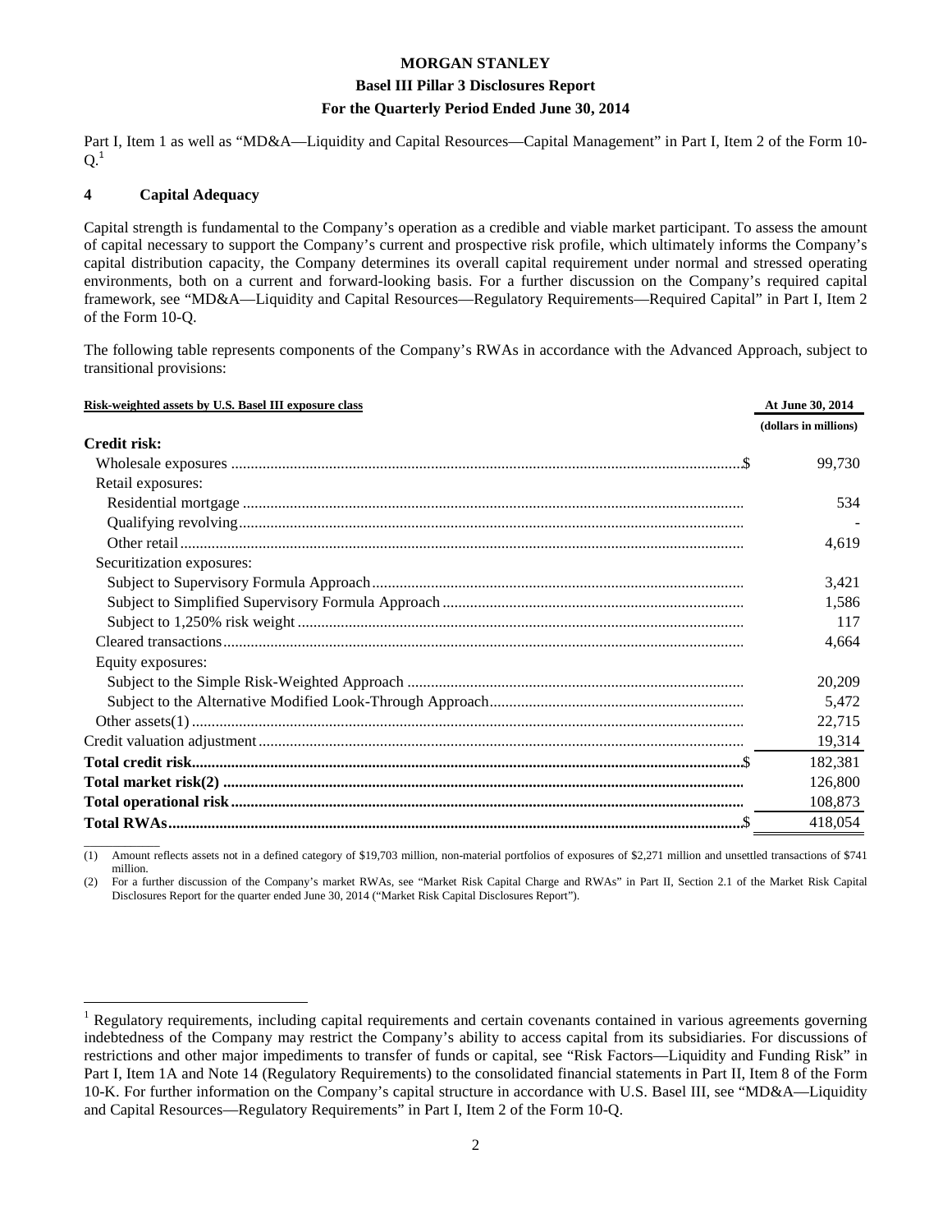Part I, Item 1 as well as "MD&A—Liquidity and Capital Resources—Capital Management" in Part I, Item 2 of the Form 10-Q.[1]

## 4 Capital Adequacy

Capital strength is fundamental to the Company's operation as a credible and viable market participant. To assess the amount of capital necessary to support the Company's current and prospective risk profile, which ultimately informs the Company's capital distribution capacity, the Company determines its overall capital requirement under normal and stressed operating environments, both on a current and forward-looking basis. For a further discussion on the Company's required capital framework, see "MD&A—Liquidity and Capital Resources—Regulatory Requirements—Required Capital" in Part I, Item 2 of the Form 10-Q.

The following table represents components of the Company's RWAs in accordance with the Advanced Approach, subject to transitional provisions:

| Risk-weighted assets by U.S. Basel III exposure class | At June 30, 2014 (dollars in millions) |
|---|---|
| **Credit risk:** | |
| Wholesale exposures | $ 99,730 |
| Retail exposures: | |
| Residential mortgage | 534 |
| Qualifying revolving | - |
| Other retail | 4,619 |
| Securitization exposures: | |
| Subject to Supervisory Formula Approach | 3,421 |
| Subject to Simplified Supervisory Formula Approach | 1,586 |
| Subject to 1,250% risk weight | 117 |
| Cleared transactions | 4,664 |
| Equity exposures: | |
| Subject to the Simple Risk-Weighted Approach | 20,209 |
| Subject to the Alternative Modified Look-Through Approach | 5,472 |
| Other assets(1) | 22,715 |
| Credit valuation adjustment | 19,314 |
| **Total credit risk** | $ 182,381 |
| **Total market risk(2)** | 126,800 |
| **Total operational risk** | 108,873 |
| **Total RWAs** | $ 418,054 |

(1) Amount reflects assets not in a defined category of $19,703 million, non-material portfolios of exposures of $2,271 million and unsettled transactions of $741 million.

(2) For a further discussion of the Company's market RWAs, see "Market Risk Capital Charge and RWAs" in Part II, Section 2.1 of the Market Risk Capital Disclosures Report for the quarter ended June 30, 2014 ("Market Risk Capital Disclosures Report").

[1] Regulatory requirements, including capital requirements and certain covenants contained in various agreements governing indebtedness of the Company may restrict the Company's ability to access capital from its subsidiaries. For discussions of restrictions and other major impediments to transfer of funds or capital, see "Risk Factors—Liquidity and Funding Risk" in Part I, Item 1A and Note 14 (Regulatory Requirements) to the consolidated financial statements in Part II, Item 8 of the Form 10-K. For further information on the Company's capital structure in accordance with U.S. Basel III, see "MD&A—Liquidity and Capital Resources—Regulatory Requirements" in Part I, Item 2 of the Form 10-Q.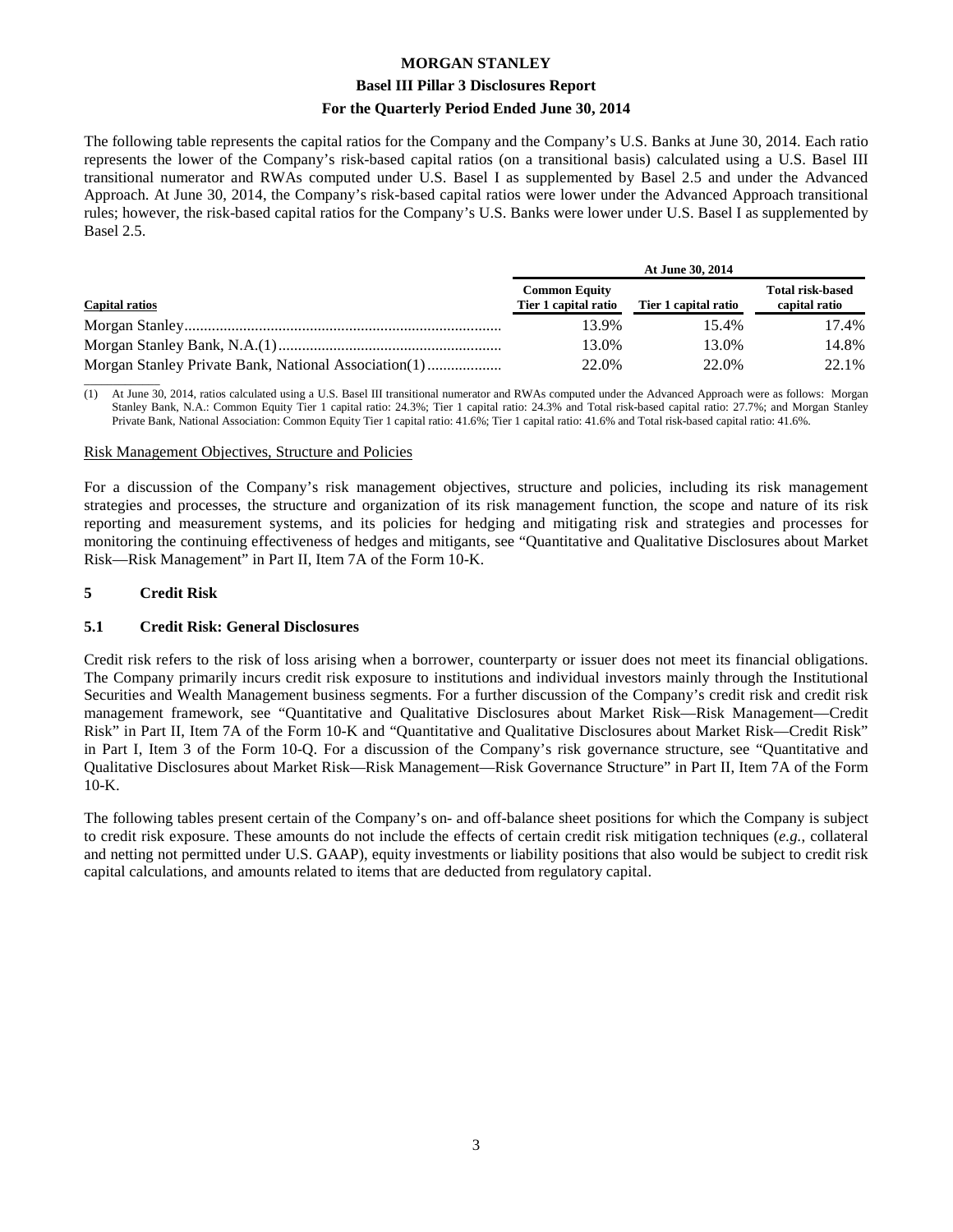The following table represents the capital ratios for the Company and the Company's U.S. Banks at June 30, 2014. Each ratio represents the lower of the Company's risk-based capital ratios (on a transitional basis) calculated using a U.S. Basel III transitional numerator and RWAs computed under U.S. Basel I as supplemented by Basel 2.5 and under the Advanced Approach. At June 30, 2014, the Company's risk-based capital ratios were lower under the Advanced Approach transitional rules; however, the risk-based capital ratios for the Company's U.S. Banks were lower under U.S. Basel I as supplemented by Basel 2.5.

| | At June 30, 2014 | | |
|---|---|---|---|
| **Capital ratios** | **Common Equity Tier 1 capital ratio** | **Tier 1 capital ratio** | **Total risk-based capital ratio** |
| Morgan Stanley | 13.9% | 15.4% | 17.4% |
| Morgan Stanley Bank, N.A.(1) | 13.0% | 13.0% | 14.8% |
| Morgan Stanley Private Bank, National Association(1) | 22.0% | 22.0% | 22.1% |

(1) At June 30, 2014, ratios calculated using a U.S. Basel III transitional numerator and RWAs computed under the Advanced Approach were as follows: Morgan Stanley Bank, N.A.: Common Equity Tier 1 capital ratio: 24.3%; Tier 1 capital ratio: 24.3% and Total risk-based capital ratio: 27.7%; and Morgan Stanley Private Bank, National Association: Common Equity Tier 1 capital ratio: 41.6%; Tier 1 capital ratio: 41.6% and Total risk-based capital ratio: 41.6%.

Risk Management Objectives, Structure and Policies

For a discussion of the Company's risk management objectives, structure and policies, including its risk management strategies and processes, the structure and organization of its risk management function, the scope and nature of its risk reporting and measurement systems, and its policies for hedging and mitigating risk and strategies and processes for monitoring the continuing effectiveness of hedges and mitigants, see "Quantitative and Qualitative Disclosures about Market Risk—Risk Management" in Part II, Item 7A of the Form 10-K.

## 5 Credit Risk

### 5.1 Credit Risk: General Disclosures

Credit risk refers to the risk of loss arising when a borrower, counterparty or issuer does not meet its financial obligations. The Company primarily incurs credit risk exposure to institutions and individual investors mainly through the Institutional Securities and Wealth Management business segments. For a further discussion of the Company's credit risk and credit risk management framework, see "Quantitative and Qualitative Disclosures about Market Risk—Risk Management—Credit Risk" in Part II, Item 7A of the Form 10-K and "Quantitative and Qualitative Disclosures about Market Risk—Credit Risk" in Part I, Item 3 of the Form 10-Q. For a discussion of the Company's risk governance structure, see "Quantitative and Qualitative Disclosures about Market Risk—Risk Management—Risk Governance Structure" in Part II, Item 7A of the Form 10-K.

The following tables present certain of the Company's on- and off-balance sheet positions for which the Company is subject to credit risk exposure. These amounts do not include the effects of certain credit risk mitigation techniques (*e.g.*, collateral and netting not permitted under U.S. GAAP), equity investments or liability positions that also would be subject to credit risk capital calculations, and amounts related to items that are deducted from regulatory capital.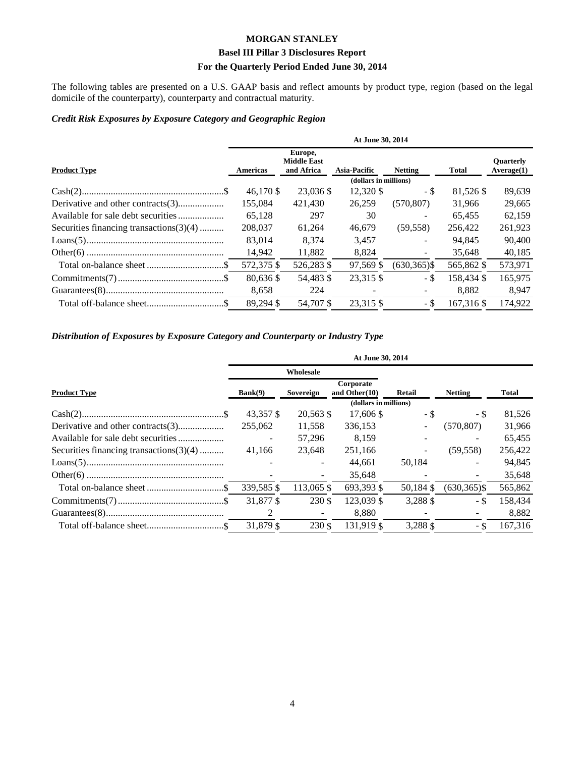The following tables are presented on a U.S. GAAP basis and reflect amounts by product type, region (based on the legal domicile of the counterparty), counterparty and contractual maturity.

### *Credit Risk Exposures by Exposure Category and Geographic Region*

| | At June 30, 2014 | | | | | |
|---|---|---|---|---|---|---|
| **Product Type** | **Americas** | **Europe, Middle East and Africa** | **Asia-Pacific** | **Netting** | **Total** | **Quarterly Average(1)** |
| | | | (dollars in millions) | | | |
| Cash(2) | $ 46,170 | $ 23,036 | $ 12,320 | $ - | $ 81,526 | $ 89,639 |
| Derivative and other contracts(3) | 155,084 | 421,430 | 26,259 | (570,807) | 31,966 | 29,665 |
| Available for sale debt securities | 65,128 | 297 | 30 | - | 65,455 | 62,159 |
| Securities financing transactions(3)(4) | 208,037 | 61,264 | 46,679 | (59,558) | 256,422 | 261,923 |
| Loans(5) | 83,014 | 8,374 | 3,457 | - | 94,845 | 90,400 |
| Other(6) | 14,942 | 11,882 | 8,824 | - | 35,648 | 40,185 |
| Total on-balance sheet | $ 572,375 | $ 526,283 | $ 97,569 | $ (630,365) | $ 565,862 | $ 573,971 |
| Commitments(7) | $ 80,636 | $ 54,483 | $ 23,315 | $ - | $ 158,434 | $ 165,975 |
| Guarantees(8) | 8,658 | 224 | - | - | 8,882 | 8,947 |
| Total off-balance sheet | $ 89,294 | $ 54,707 | $ 23,315 | $ - | $ 167,316 | $ 174,922 |

### *Distribution of Exposures by Exposure Category and Counterparty or Industry Type*

| | At June 30, 2014 | | | | | |
|---|---|---|---|---|---|---|
| | Wholesale | | | | | |
| **Product Type** | **Bank(9)** | **Sovereign** | **Corporate and Other(10)** | **Retail** | **Netting** | **Total** |
| | | | (dollars in millions) | | | |
| Cash(2) | $ 43,357 | $ 20,563 | $ 17,606 | $ - | $ - | $ 81,526 |
| Derivative and other contracts(3) | 255,062 | 11,558 | 336,153 | - | (570,807) | 31,966 |
| Available for sale debt securities | - | 57,296 | 8,159 | - | - | 65,455 |
| Securities financing transactions(3)(4) | 41,166 | 23,648 | 251,166 | - | (59,558) | 256,422 |
| Loans(5) | - | - | 44,661 | 50,184 | - | 94,845 |
| Other(6) | - | - | 35,648 | - | - | 35,648 |
| Total on-balance sheet | $ 339,585 | $ 113,065 | $ 693,393 | $ 50,184 | $ (630,365) | $ 565,862 |
| Commitments(7) | $ 31,877 | $ 230 | $ 123,039 | $ 3,288 | $ - | $ 158,434 |
| Guarantees(8) | 2 | - | 8,880 | - | - | 8,882 |
| Total off-balance sheet | $ 31,879 | $ 230 | $ 131,919 | $ 3,288 | $ - | $ 167,316 |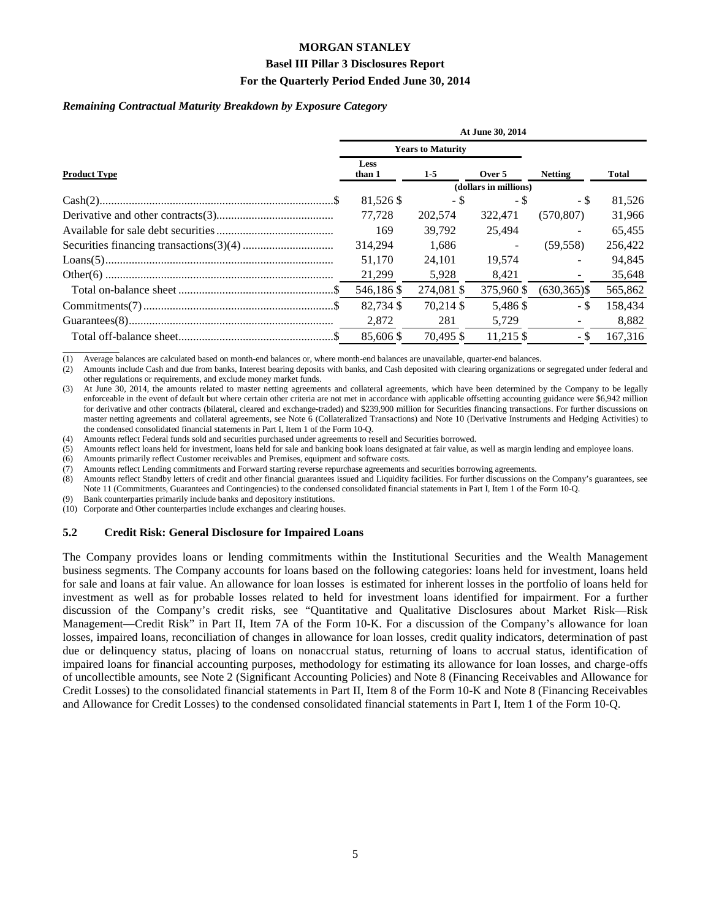*Remaining Contractual Maturity Breakdown by Exposure Category*

| | At June 30, 2014 | | | | |
|---|---|---|---|---|---|
| | Years to Maturity | | | | |
| **Product Type** | Less than 1 | 1-5 | Over 5 | Netting | Total |
| | (dollars in millions) | | | | |
| Cash(2) | $ 81,526 | $ - | $ - | $ - | $ 81,526 |
| Derivative and other contracts(3) | 77,728 | 202,574 | 322,471 | (570,807) | 31,966 |
| Available for sale debt securities | 169 | 39,792 | 25,494 | - | 65,455 |
| Securities financing transactions(3)(4) | 314,294 | 1,686 | - | (59,558) | 256,422 |
| Loans(5) | 51,170 | 24,101 | 19,574 | - | 94,845 |
| Other(6) | 21,299 | 5,928 | 8,421 | - | 35,648 |
| Total on-balance sheet | $ 546,186 | $ 274,081 | $ 375,960 | $ (630,365) | $ 565,862 |
| Commitments(7) | $ 82,734 | $ 70,214 | $ 5,486 | $ - | $ 158,434 |
| Guarantees(8) | 2,872 | 281 | 5,729 | - | 8,882 |
| Total off-balance sheet | $ 85,606 | $ 70,495 | $ 11,215 | $ - | $ 167,316 |

(1) Average balances are calculated based on month-end balances or, where month-end balances are unavailable, quarter-end balances.

(2) Amounts include Cash and due from banks, Interest bearing deposits with banks, and Cash deposited with clearing organizations or segregated under federal and other regulations or requirements, and exclude money market funds.

(3) At June 30, 2014, the amounts related to master netting agreements and collateral agreements, which have been determined by the Company to be legally enforceable in the event of default but where certain other criteria are not met in accordance with applicable offsetting accounting guidance were $6,942 million for derivative and other contracts (bilateral, cleared and exchange-traded) and $239,900 million for Securities financing transactions. For further discussions on master netting agreements and collateral agreements, see Note 6 (Collateralized Transactions) and Note 10 (Derivative Instruments and Hedging Activities) to the condensed consolidated financial statements in Part I, Item 1 of the Form 10-Q.

(4) Amounts reflect Federal funds sold and securities purchased under agreements to resell and Securities borrowed.

(5) Amounts reflect loans held for investment, loans held for sale and banking book loans designated at fair value, as well as margin lending and employee loans.

(6) Amounts primarily reflect Customer receivables and Premises, equipment and software costs.

(7) Amounts reflect Lending commitments and Forward starting reverse repurchase agreements and securities borrowing agreements.

(8) Amounts reflect Standby letters of credit and other financial guarantees issued and Liquidity facilities. For further discussions on the Company's guarantees, see Note 11 (Commitments, Guarantees and Contingencies) to the condensed consolidated financial statements in Part I, Item 1 of the Form 10-Q.

(9) Bank counterparties primarily include banks and depository institutions.

(10) Corporate and Other counterparties include exchanges and clearing houses.

## 5.2 Credit Risk: General Disclosure for Impaired Loans

The Company provides loans or lending commitments within the Institutional Securities and the Wealth Management business segments. The Company accounts for loans based on the following categories: loans held for investment, loans held for sale and loans at fair value. An allowance for loan losses is estimated for inherent losses in the portfolio of loans held for investment as well as for probable losses related to held for investment loans identified for impairment. For a further discussion of the Company's credit risks, see "Quantitative and Qualitative Disclosures about Market Risk—Risk Management—Credit Risk" in Part II, Item 7A of the Form 10-K. For a discussion of the Company's allowance for loan losses, impaired loans, reconciliation of changes in allowance for loan losses, credit quality indicators, determination of past due or delinquency status, placing of loans on nonaccrual status, returning of loans to accrual status, identification of impaired loans for financial accounting purposes, methodology for estimating its allowance for loan losses, and charge-offs of uncollectible amounts, see Note 2 (Significant Accounting Policies) and Note 8 (Financing Receivables and Allowance for Credit Losses) to the consolidated financial statements in Part II, Item 8 of the Form 10-K and Note 8 (Financing Receivables and Allowance for Credit Losses) to the condensed consolidated financial statements in Part I, Item 1 of the Form 10-Q.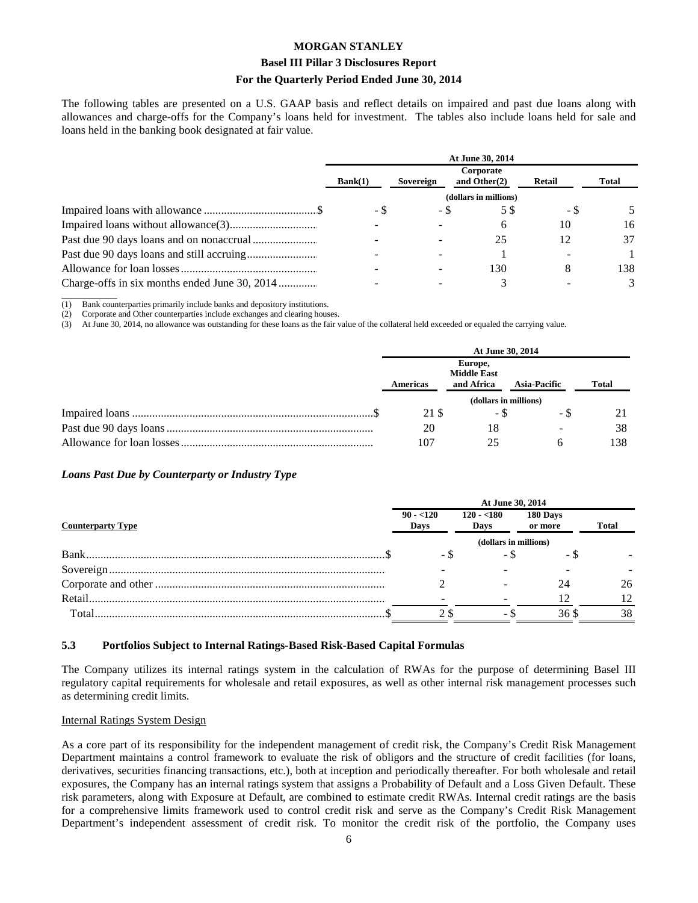The following tables are presented on a U.S. GAAP basis and reflect details on impaired and past due loans along with allowances and charge-offs for the Company's loans held for investment. The tables also include loans held for sale and loans held in the banking book designated at fair value.

| | At June 30, 2014 | | | | |
|---|---|---|---|---|---|
| | Bank(1) | Sovereign | Corporate and Other(2) | Retail | Total |
| | (dollars in millions) | | | | |
| Impaired loans with allowance | $ - | $ - | $ 5 | $ - | $ 5 |
| Impaired loans without allowance(3) | - | - | 6 | 10 | 16 |
| Past due 90 days loans and on nonaccrual | - | - | 25 | 12 | 37 |
| Past due 90 days loans and still accruing | - | - | 1 | - | 1 |
| Allowance for loan losses | - | - | 130 | 8 | 138 |
| Charge-offs in six months ended June 30, 2014 | - | - | 3 | - | 3 |

(1) Bank counterparties primarily include banks and depository institutions.
(2) Corporate and Other counterparties include exchanges and clearing houses.
(3) At June 30, 2014, no allowance was outstanding for these loans as the fair value of the collateral held exceeded or equaled the carrying value.

| | At June 30, 2014 | | | |
|---|---|---|---|---|
| | Americas | Europe, Middle East and Africa | Asia-Pacific | Total |
| | (dollars in millions) | | | |
| Impaired loans | $ 21 | $ - | $ - | $ 21 |
| Past due 90 days loans | 20 | 18 | - | 38 |
| Allowance for loan losses | 107 | 25 | 6 | 138 |

### *Loans Past Due by Counterparty or Industry Type*

| | At June 30, 2014 | | | |
|---|---|---|---|---|
| Counterparty Type | 90 - <120 Days | 120 - <180 Days | 180 Days or more | Total |
| | (dollars in millions) | | | |
| Bank | $ - | $ - | $ - | $ - |
| Sovereign | - | - | - | - |
| Corporate and other | 2 | - | 24 | 26 |
| Retail | - | - | 12 | 12 |
| Total | $ 2 | $ - | $ 36 | $ 38 |

## 5.3 Portfolios Subject to Internal Ratings-Based Risk-Based Capital Formulas

The Company utilizes its internal ratings system in the calculation of RWAs for the purpose of determining Basel III regulatory capital requirements for wholesale and retail exposures, as well as other internal risk management processes such as determining credit limits.

Internal Ratings System Design

As a core part of its responsibility for the independent management of credit risk, the Company's Credit Risk Management Department maintains a control framework to evaluate the risk of obligors and the structure of credit facilities (for loans, derivatives, securities financing transactions, etc.), both at inception and periodically thereafter. For both wholesale and retail exposures, the Company has an internal ratings system that assigns a Probability of Default and a Loss Given Default. These risk parameters, along with Exposure at Default, are combined to estimate credit RWAs. Internal credit ratings are the basis for a comprehensive limits framework used to control credit risk and serve as the Company's Credit Risk Management Department's independent assessment of credit risk. To monitor the credit risk of the portfolio, the Company uses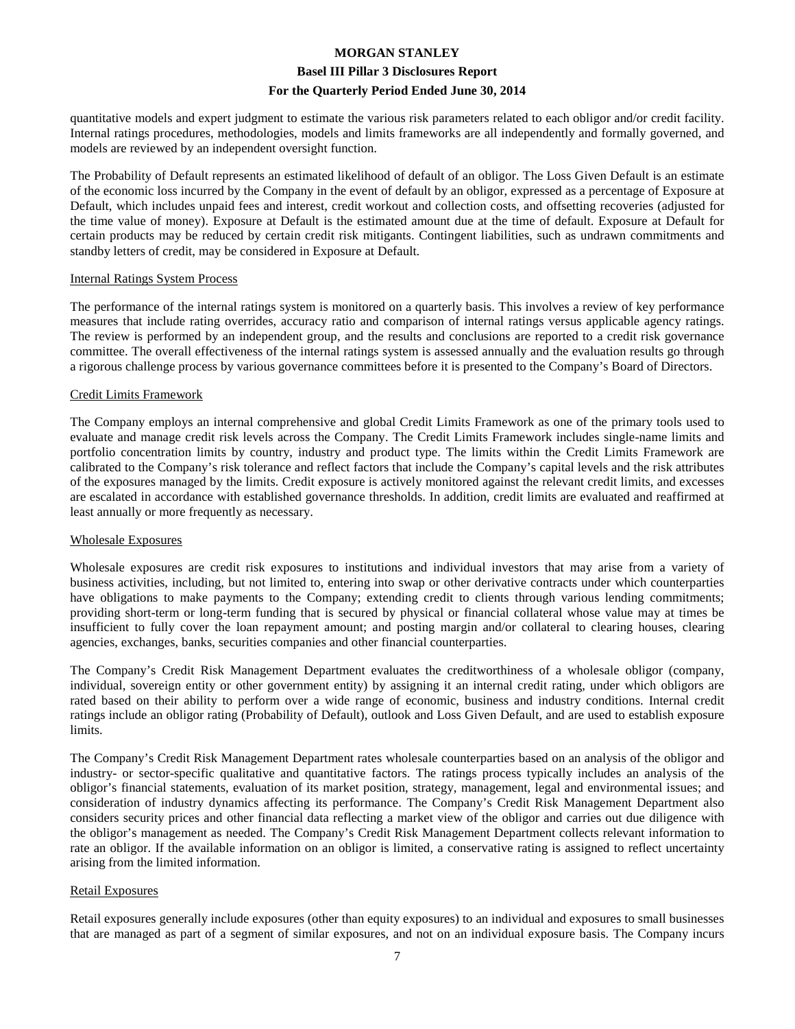quantitative models and expert judgment to estimate the various risk parameters related to each obligor and/or credit facility. Internal ratings procedures, methodologies, models and limits frameworks are all independently and formally governed, and models are reviewed by an independent oversight function.

The Probability of Default represents an estimated likelihood of default of an obligor. The Loss Given Default is an estimate of the economic loss incurred by the Company in the event of default by an obligor, expressed as a percentage of Exposure at Default, which includes unpaid fees and interest, credit workout and collection costs, and offsetting recoveries (adjusted for the time value of money). Exposure at Default is the estimated amount due at the time of default. Exposure at Default for certain products may be reduced by certain credit risk mitigants. Contingent liabilities, such as undrawn commitments and standby letters of credit, may be considered in Exposure at Default.

### Internal Ratings System Process

The performance of the internal ratings system is monitored on a quarterly basis. This involves a review of key performance measures that include rating overrides, accuracy ratio and comparison of internal ratings versus applicable agency ratings. The review is performed by an independent group, and the results and conclusions are reported to a credit risk governance committee. The overall effectiveness of the internal ratings system is assessed annually and the evaluation results go through a rigorous challenge process by various governance committees before it is presented to the Company's Board of Directors.

### Credit Limits Framework

The Company employs an internal comprehensive and global Credit Limits Framework as one of the primary tools used to evaluate and manage credit risk levels across the Company. The Credit Limits Framework includes single-name limits and portfolio concentration limits by country, industry and product type. The limits within the Credit Limits Framework are calibrated to the Company's risk tolerance and reflect factors that include the Company's capital levels and the risk attributes of the exposures managed by the limits. Credit exposure is actively monitored against the relevant credit limits, and excesses are escalated in accordance with established governance thresholds. In addition, credit limits are evaluated and reaffirmed at least annually or more frequently as necessary.

### Wholesale Exposures

Wholesale exposures are credit risk exposures to institutions and individual investors that may arise from a variety of business activities, including, but not limited to, entering into swap or other derivative contracts under which counterparties have obligations to make payments to the Company; extending credit to clients through various lending commitments; providing short-term or long-term funding that is secured by physical or financial collateral whose value may at times be insufficient to fully cover the loan repayment amount; and posting margin and/or collateral to clearing houses, clearing agencies, exchanges, banks, securities companies and other financial counterparties.

The Company's Credit Risk Management Department evaluates the creditworthiness of a wholesale obligor (company, individual, sovereign entity or other government entity) by assigning it an internal credit rating, under which obligors are rated based on their ability to perform over a wide range of economic, business and industry conditions. Internal credit ratings include an obligor rating (Probability of Default), outlook and Loss Given Default, and are used to establish exposure limits.

The Company's Credit Risk Management Department rates wholesale counterparties based on an analysis of the obligor and industry- or sector-specific qualitative and quantitative factors. The ratings process typically includes an analysis of the obligor's financial statements, evaluation of its market position, strategy, management, legal and environmental issues; and consideration of industry dynamics affecting its performance. The Company's Credit Risk Management Department also considers security prices and other financial data reflecting a market view of the obligor and carries out due diligence with the obligor's management as needed. The Company's Credit Risk Management Department collects relevant information to rate an obligor. If the available information on an obligor is limited, a conservative rating is assigned to reflect uncertainty arising from the limited information.

### Retail Exposures

Retail exposures generally include exposures (other than equity exposures) to an individual and exposures to small businesses that are managed as part of a segment of similar exposures, and not on an individual exposure basis. The Company incurs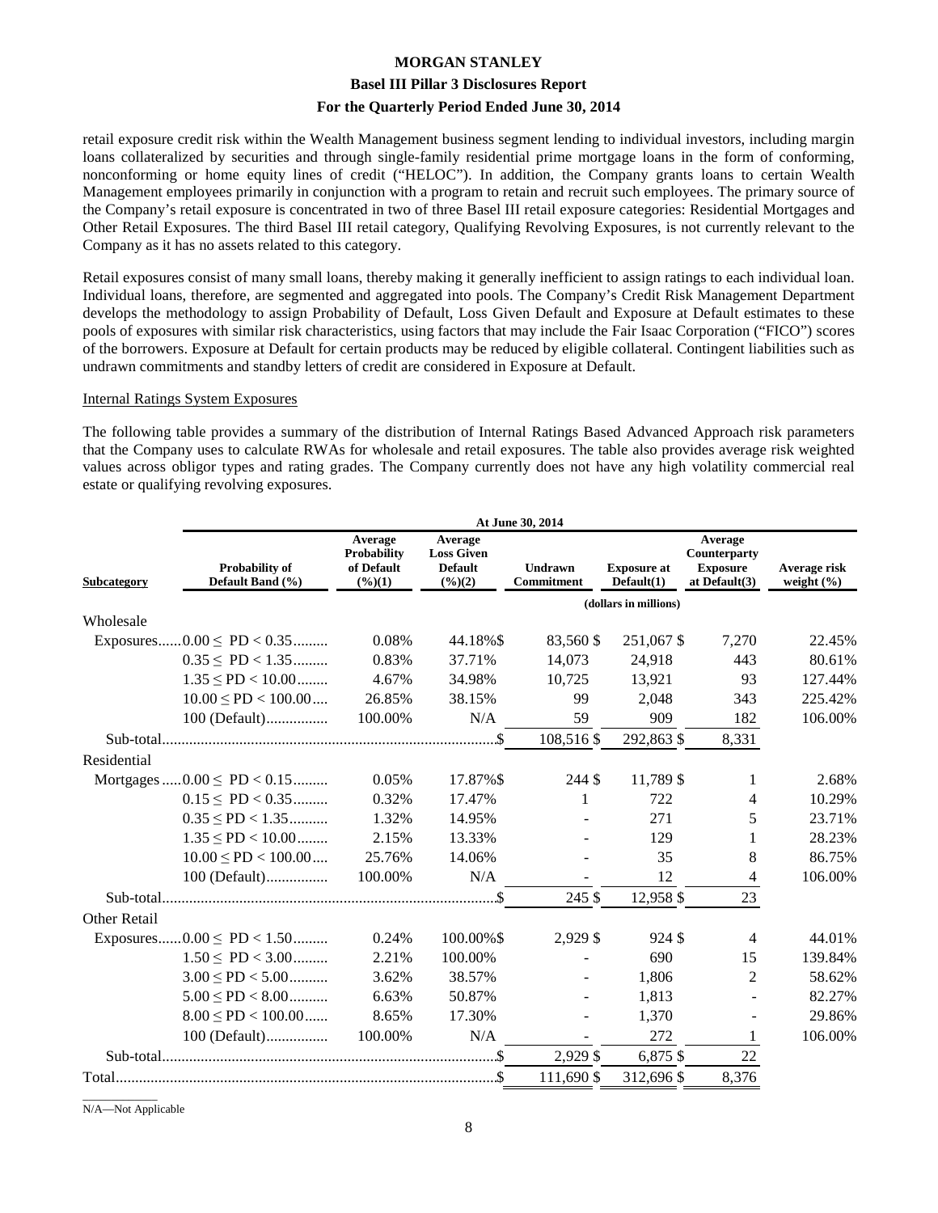retail exposure credit risk within the Wealth Management business segment lending to individual investors, including margin loans collateralized by securities and through single-family residential prime mortgage loans in the form of conforming, nonconforming or home equity lines of credit ("HELOC"). In addition, the Company grants loans to certain Wealth Management employees primarily in conjunction with a program to retain and recruit such employees. The primary source of the Company's retail exposure is concentrated in two of three Basel III retail exposure categories: Residential Mortgages and Other Retail Exposures. The third Basel III retail category, Qualifying Revolving Exposures, is not currently relevant to the Company as it has no assets related to this category.

Retail exposures consist of many small loans, thereby making it generally inefficient to assign ratings to each individual loan. Individual loans, therefore, are segmented and aggregated into pools. The Company's Credit Risk Management Department develops the methodology to assign Probability of Default, Loss Given Default and Exposure at Default estimates to these pools of exposures with similar risk characteristics, using factors that may include the Fair Isaac Corporation ("FICO") scores of the borrowers. Exposure at Default for certain products may be reduced by eligible collateral. Contingent liabilities such as undrawn commitments and standby letters of credit are considered in Exposure at Default.

Internal Ratings System Exposures

The following table provides a summary of the distribution of Internal Ratings Based Advanced Approach risk parameters that the Company uses to calculate RWAs for wholesale and retail exposures. The table also provides average risk weighted values across obligor types and rating grades. The Company currently does not have any high volatility commercial real estate or qualifying revolving exposures.

| | At June 30, 2014 | | | | | | |
|---|---|---|---|---|---|---|---|
| Subcategory | Probability of Default Band (%) | Average Probability of Default (%)(1) | Average Loss Given Default (%)(2) | Undrawn Commitment | Exposure at Default(1) | Average Counterparty Exposure at Default(3) | Average risk weight (%) |
| | | | | (dollars in millions) | | | |
| Wholesale Exposures | 0.00 ≤ PD < 0.35 | 0.08% | 44.18% | $ 83,560 | $ 251,067 | $ 7,270 | 22.45% |
| | 0.35 ≤ PD < 1.35 | 0.83% | 37.71% | 14,073 | 24,918 | 443 | 80.61% |
| | 1.35 ≤ PD < 10.00 | 4.67% | 34.98% | 10,725 | 13,921 | 93 | 127.44% |
| | 10.00 ≤ PD < 100.00 | 26.85% | 38.15% | 99 | 2,048 | 343 | 225.42% |
| | 100 (Default) | 100.00% | N/A | 59 | 909 | 182 | 106.00% |
| Sub-total | | | | $ 108,516 | $ 292,863 | $ 8,331 | |
| Residential Mortgages | 0.00 ≤ PD < 0.15 | 0.05% | 17.87% | $ 244 | $ 11,789 | $ 1 | 2.68% |
| | 0.15 ≤ PD < 0.35 | 0.32% | 17.47% | 1 | 722 | 4 | 10.29% |
| | 0.35 ≤ PD < 1.35 | 1.32% | 14.95% | - | 271 | 5 | 23.71% |
| | 1.35 ≤ PD < 10.00 | 2.15% | 13.33% | - | 129 | 1 | 28.23% |
| | 10.00 ≤ PD < 100.00 | 25.76% | 14.06% | - | 35 | 8 | 86.75% |
| | 100 (Default) | 100.00% | N/A | - | 12 | 4 | 106.00% |
| Sub-total | | | | $ 245 | $ 12,958 | $ 23 | |
| Other Retail Exposures | 0.00 ≤ PD < 1.50 | 0.24% | 100.00% | $ 2,929 | $ 924 | $ 4 | 44.01% |
| | 1.50 ≤ PD < 3.00 | 2.21% | 100.00% | - | 690 | 15 | 139.84% |
| | 3.00 ≤ PD < 5.00 | 3.62% | 38.57% | - | 1,806 | 2 | 58.62% |
| | 5.00 ≤ PD < 8.00 | 6.63% | 50.87% | - | 1,813 | - | 82.27% |
| | 8.00 ≤ PD < 100.00 | 8.65% | 17.30% | - | 1,370 | - | 29.86% |
| | 100 (Default) | 100.00% | N/A | - | 272 | 1 | 106.00% |
| Sub-total | | | | $ 2,929 | $ 6,875 | $ 22 | |
| Total | | | | $ 111,690 | $ 312,696 | $ 8,376 | |

N/A—Not Applicable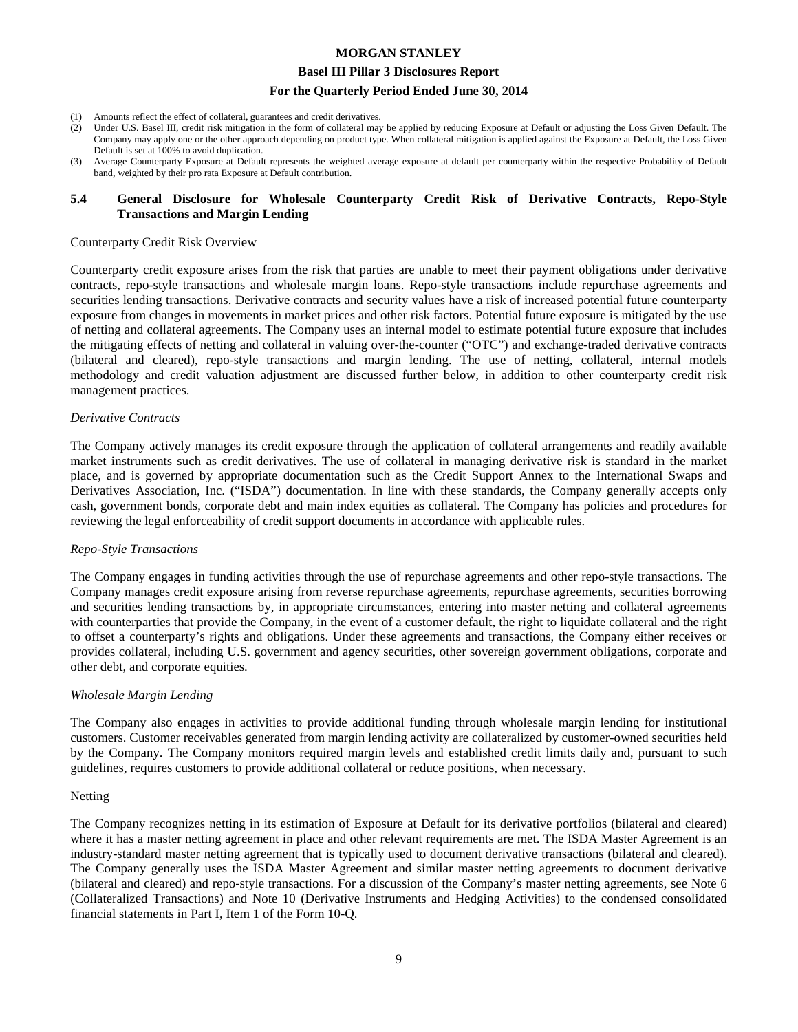(1) Amounts reflect the effect of collateral, guarantees and credit derivatives.
(2) Under U.S. Basel III, credit risk mitigation in the form of collateral may be applied by reducing Exposure at Default or adjusting the Loss Given Default. The Company may apply one or the other approach depending on product type. When collateral mitigation is applied against the Exposure at Default, the Loss Given Default is set at 100% to avoid duplication.
(3) Average Counterparty Exposure at Default represents the weighted average exposure at default per counterparty within the respective Probability of Default band, weighted by their pro rata Exposure at Default contribution.

## 5.4 General Disclosure for Wholesale Counterparty Credit Risk of Derivative Contracts, Repo-Style Transactions and Margin Lending

Counterparty Credit Risk Overview

Counterparty credit exposure arises from the risk that parties are unable to meet their payment obligations under derivative contracts, repo-style transactions and wholesale margin loans. Repo-style transactions include repurchase agreements and securities lending transactions. Derivative contracts and security values have a risk of increased potential future counterparty exposure from changes in movements in market prices and other risk factors. Potential future exposure is mitigated by the use of netting and collateral agreements. The Company uses an internal model to estimate potential future exposure that includes the mitigating effects of netting and collateral in valuing over-the-counter ("OTC") and exchange-traded derivative contracts (bilateral and cleared), repo-style transactions and margin lending. The use of netting, collateral, internal models methodology and credit valuation adjustment are discussed further below, in addition to other counterparty credit risk management practices.

*Derivative Contracts*

The Company actively manages its credit exposure through the application of collateral arrangements and readily available market instruments such as credit derivatives. The use of collateral in managing derivative risk is standard in the market place, and is governed by appropriate documentation such as the Credit Support Annex to the International Swaps and Derivatives Association, Inc. ("ISDA") documentation. In line with these standards, the Company generally accepts only cash, government bonds, corporate debt and main index equities as collateral. The Company has policies and procedures for reviewing the legal enforceability of credit support documents in accordance with applicable rules.

*Repo-Style Transactions*

The Company engages in funding activities through the use of repurchase agreements and other repo-style transactions. The Company manages credit exposure arising from reverse repurchase agreements, repurchase agreements, securities borrowing and securities lending transactions by, in appropriate circumstances, entering into master netting and collateral agreements with counterparties that provide the Company, in the event of a customer default, the right to liquidate collateral and the right to offset a counterparty's rights and obligations. Under these agreements and transactions, the Company either receives or provides collateral, including U.S. government and agency securities, other sovereign government obligations, corporate and other debt, and corporate equities.

*Wholesale Margin Lending*

The Company also engages in activities to provide additional funding through wholesale margin lending for institutional customers. Customer receivables generated from margin lending activity are collateralized by customer-owned securities held by the Company. The Company monitors required margin levels and established credit limits daily and, pursuant to such guidelines, requires customers to provide additional collateral or reduce positions, when necessary.

Netting

The Company recognizes netting in its estimation of Exposure at Default for its derivative portfolios (bilateral and cleared) where it has a master netting agreement in place and other relevant requirements are met. The ISDA Master Agreement is an industry-standard master netting agreement that is typically used to document derivative transactions (bilateral and cleared). The Company generally uses the ISDA Master Agreement and similar master netting agreements to document derivative (bilateral and cleared) and repo-style transactions. For a discussion of the Company's master netting agreements, see Note 6 (Collateralized Transactions) and Note 10 (Derivative Instruments and Hedging Activities) to the condensed consolidated financial statements in Part I, Item 1 of the Form 10-Q.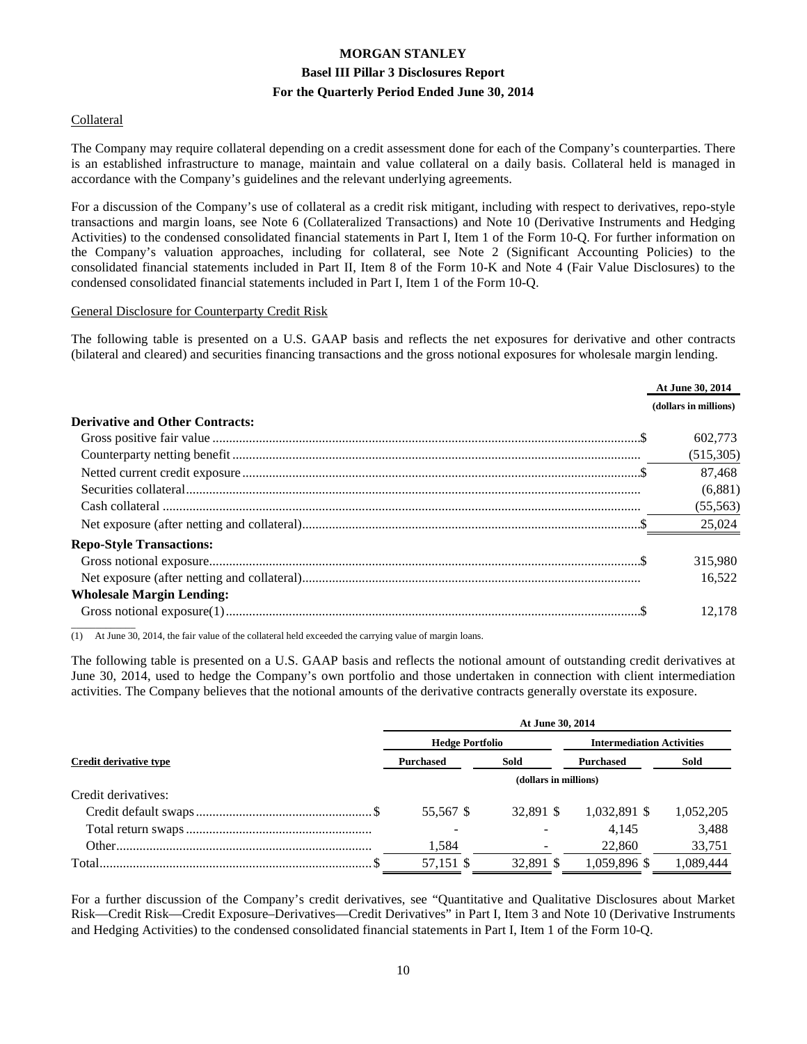Collateral

The Company may require collateral depending on a credit assessment done for each of the Company's counterparties. There is an established infrastructure to manage, maintain and value collateral on a daily basis. Collateral held is managed in accordance with the Company's guidelines and the relevant underlying agreements.

For a discussion of the Company's use of collateral as a credit risk mitigant, including with respect to derivatives, repo-style transactions and margin loans, see Note 6 (Collateralized Transactions) and Note 10 (Derivative Instruments and Hedging Activities) to the condensed consolidated financial statements in Part I, Item 1 of the Form 10-Q. For further information on the Company's valuation approaches, including for collateral, see Note 2 (Significant Accounting Policies) to the consolidated financial statements included in Part II, Item 8 of the Form 10-K and Note 4 (Fair Value Disclosures) to the condensed consolidated financial statements included in Part I, Item 1 of the Form 10-Q.

General Disclosure for Counterparty Credit Risk

The following table is presented on a U.S. GAAP basis and reflects the net exposures for derivative and other contracts (bilateral and cleared) and securities financing transactions and the gross notional exposures for wholesale margin lending.

| | At June 30, 2014 |
|---|---|
| | (dollars in millions) |
| **Derivative and Other Contracts:** | |
| Gross positive fair value | $ 602,773 |
| Counterparty netting benefit | (515,305) |
| Netted current credit exposure | $ 87,468 |
| Securities collateral | (6,881) |
| Cash collateral | (55,563) |
| Net exposure (after netting and collateral) | $ 25,024 |
| **Repo-Style Transactions:** | |
| Gross notional exposure | $ 315,980 |
| Net exposure (after netting and collateral) | 16,522 |
| **Wholesale Margin Lending:** | |
| Gross notional exposure(1) | $ 12,178 |

(1) At June 30, 2014, the fair value of the collateral held exceeded the carrying value of margin loans.

The following table is presented on a U.S. GAAP basis and reflects the notional amount of outstanding credit derivatives at June 30, 2014, used to hedge the Company's own portfolio and those undertaken in connection with client intermediation activities. The Company believes that the notional amounts of the derivative contracts generally overstate its exposure.

| | At June 30, 2014 | | | |
|---|---|---|---|---|
| | Hedge Portfolio | | Intermediation Activities | |
| Credit derivative type | Purchased | Sold | Purchased | Sold |
| | (dollars in millions) | | | |
| Credit derivatives: | | | | |
| Credit default swaps | $ 55,567 | $ 32,891 | $ 1,032,891 | $ 1,052,205 |
| Total return swaps | - | - | 4,145 | 3,488 |
| Other | 1,584 | - | 22,860 | 33,751 |
| Total | $ 57,151 | $ 32,891 | $ 1,059,896 | $ 1,089,444 |

For a further discussion of the Company's credit derivatives, see "Quantitative and Qualitative Disclosures about Market Risk—Credit Risk—Credit Exposure–Derivatives—Credit Derivatives" in Part I, Item 3 and Note 10 (Derivative Instruments and Hedging Activities) to the condensed consolidated financial statements in Part I, Item 1 of the Form 10-Q.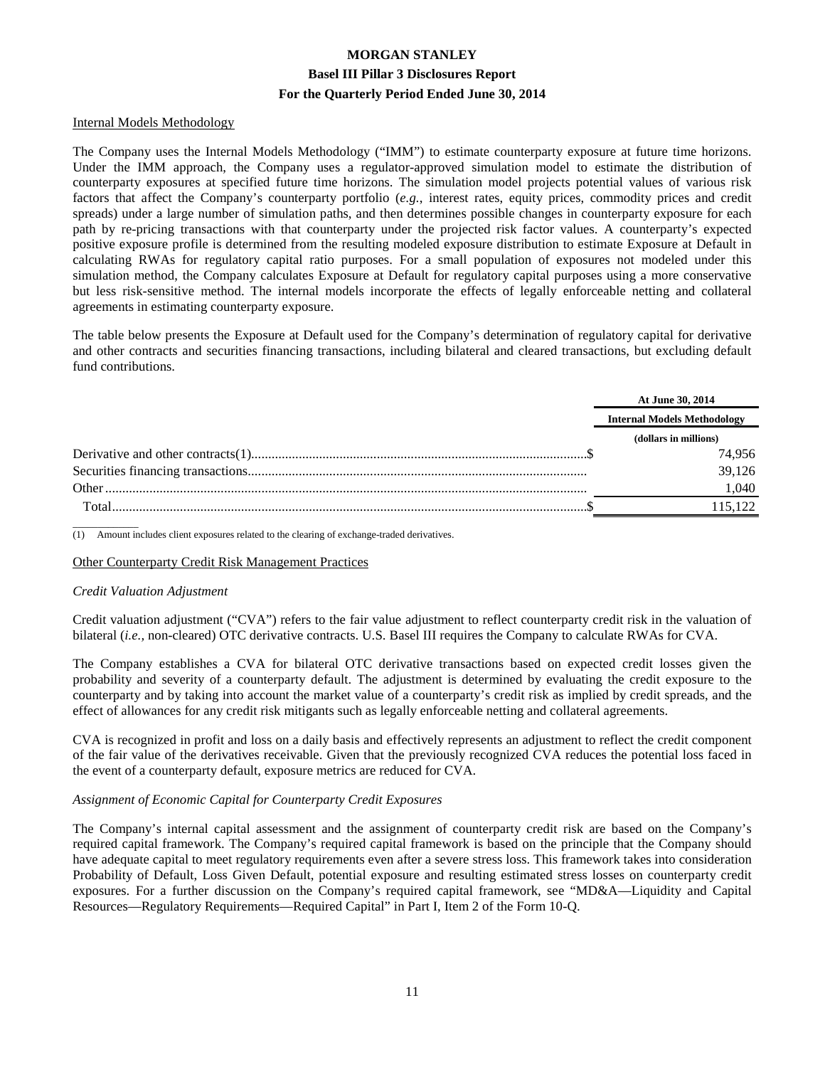Internal Models Methodology

The Company uses the Internal Models Methodology ("IMM") to estimate counterparty exposure at future time horizons. Under the IMM approach, the Company uses a regulator-approved simulation model to estimate the distribution of counterparty exposures at specified future time horizons. The simulation model projects potential values of various risk factors that affect the Company's counterparty portfolio (*e.g.*, interest rates, equity prices, commodity prices and credit spreads) under a large number of simulation paths, and then determines possible changes in counterparty exposure for each path by re-pricing transactions with that counterparty under the projected risk factor values. A counterparty's expected positive exposure profile is determined from the resulting modeled exposure distribution to estimate Exposure at Default in calculating RWAs for regulatory capital ratio purposes. For a small population of exposures not modeled under this simulation method, the Company calculates Exposure at Default for regulatory capital purposes using a more conservative but less risk-sensitive method. The internal models incorporate the effects of legally enforceable netting and collateral agreements in estimating counterparty exposure.

The table below presents the Exposure at Default used for the Company's determination of regulatory capital for derivative and other contracts and securities financing transactions, including bilateral and cleared transactions, but excluding default fund contributions.

| | At June 30, 2014 |
|---|---|
| | Internal Models Methodology |
| | (dollars in millions) |
| Derivative and other contracts(1) | $ 74,956 |
| Securities financing transactions | 39,126 |
| Other | 1,040 |
| Total | $ 115,122 |

(1) Amount includes client exposures related to the clearing of exchange-traded derivatives.

Other Counterparty Credit Risk Management Practices

*Credit Valuation Adjustment*

Credit valuation adjustment ("CVA") refers to the fair value adjustment to reflect counterparty credit risk in the valuation of bilateral (*i.e.*, non-cleared) OTC derivative contracts. U.S. Basel III requires the Company to calculate RWAs for CVA.

The Company establishes a CVA for bilateral OTC derivative transactions based on expected credit losses given the probability and severity of a counterparty default. The adjustment is determined by evaluating the credit exposure to the counterparty and by taking into account the market value of a counterparty's credit risk as implied by credit spreads, and the effect of allowances for any credit risk mitigants such as legally enforceable netting and collateral agreements.

CVA is recognized in profit and loss on a daily basis and effectively represents an adjustment to reflect the credit component of the fair value of the derivatives receivable. Given that the previously recognized CVA reduces the potential loss faced in the event of a counterparty default, exposure metrics are reduced for CVA.

*Assignment of Economic Capital for Counterparty Credit Exposures*

The Company's internal capital assessment and the assignment of counterparty credit risk are based on the Company's required capital framework. The Company's required capital framework is based on the principle that the Company should have adequate capital to meet regulatory requirements even after a severe stress loss. This framework takes into consideration Probability of Default, Loss Given Default, potential exposure and resulting estimated stress losses on counterparty credit exposures. For a further discussion on the Company's required capital framework, see "MD&A—Liquidity and Capital Resources—Regulatory Requirements—Required Capital" in Part I, Item 2 of the Form 10-Q.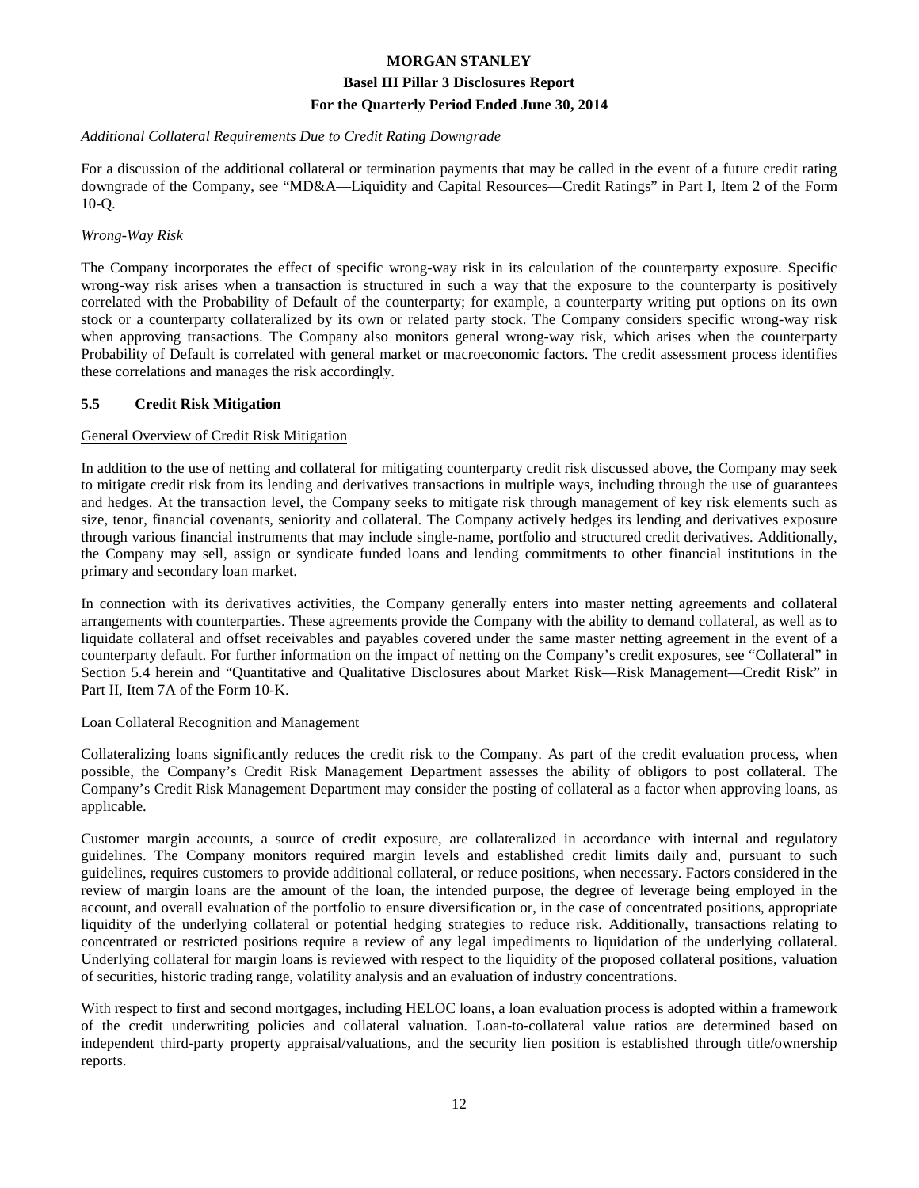*Additional Collateral Requirements Due to Credit Rating Downgrade*

For a discussion of the additional collateral or termination payments that may be called in the event of a future credit rating downgrade of the Company, see "MD&A—Liquidity and Capital Resources—Credit Ratings" in Part I, Item 2 of the Form 10-Q.

*Wrong-Way Risk*

The Company incorporates the effect of specific wrong-way risk in its calculation of the counterparty exposure. Specific wrong-way risk arises when a transaction is structured in such a way that the exposure to the counterparty is positively correlated with the Probability of Default of the counterparty; for example, a counterparty writing put options on its own stock or a counterparty collateralized by its own or related party stock. The Company considers specific wrong-way risk when approving transactions. The Company also monitors general wrong-way risk, which arises when the counterparty Probability of Default is correlated with general market or macroeconomic factors. The credit assessment process identifies these correlations and manages the risk accordingly.

## 5.5 Credit Risk Mitigation

General Overview of Credit Risk Mitigation

In addition to the use of netting and collateral for mitigating counterparty credit risk discussed above, the Company may seek to mitigate credit risk from its lending and derivatives transactions in multiple ways, including through the use of guarantees and hedges. At the transaction level, the Company seeks to mitigate risk through management of key risk elements such as size, tenor, financial covenants, seniority and collateral. The Company actively hedges its lending and derivatives exposure through various financial instruments that may include single-name, portfolio and structured credit derivatives. Additionally, the Company may sell, assign or syndicate funded loans and lending commitments to other financial institutions in the primary and secondary loan market.

In connection with its derivatives activities, the Company generally enters into master netting agreements and collateral arrangements with counterparties. These agreements provide the Company with the ability to demand collateral, as well as to liquidate collateral and offset receivables and payables covered under the same master netting agreement in the event of a counterparty default. For further information on the impact of netting on the Company's credit exposures, see "Collateral" in Section 5.4 herein and "Quantitative and Qualitative Disclosures about Market Risk—Risk Management—Credit Risk" in Part II, Item 7A of the Form 10-K.

Loan Collateral Recognition and Management

Collateralizing loans significantly reduces the credit risk to the Company. As part of the credit evaluation process, when possible, the Company's Credit Risk Management Department assesses the ability of obligors to post collateral. The Company's Credit Risk Management Department may consider the posting of collateral as a factor when approving loans, as applicable.

Customer margin accounts, a source of credit exposure, are collateralized in accordance with internal and regulatory guidelines. The Company monitors required margin levels and established credit limits daily and, pursuant to such guidelines, requires customers to provide additional collateral, or reduce positions, when necessary. Factors considered in the review of margin loans are the amount of the loan, the intended purpose, the degree of leverage being employed in the account, and overall evaluation of the portfolio to ensure diversification or, in the case of concentrated positions, appropriate liquidity of the underlying collateral or potential hedging strategies to reduce risk. Additionally, transactions relating to concentrated or restricted positions require a review of any legal impediments to liquidation of the underlying collateral. Underlying collateral for margin loans is reviewed with respect to the liquidity of the proposed collateral positions, valuation of securities, historic trading range, volatility analysis and an evaluation of industry concentrations.

With respect to first and second mortgages, including HELOC loans, a loan evaluation process is adopted within a framework of the credit underwriting policies and collateral valuation. Loan-to-collateral value ratios are determined based on independent third-party property appraisal/valuations, and the security lien position is established through title/ownership reports.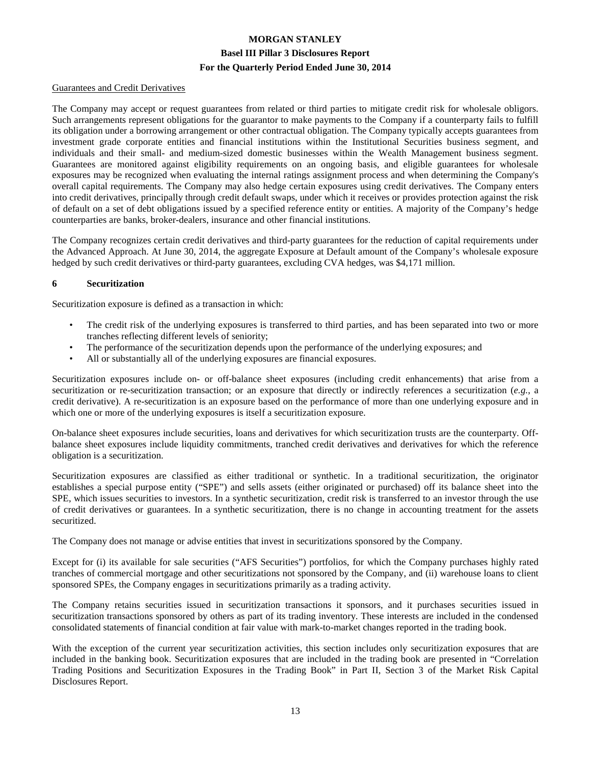Guarantees and Credit Derivatives

The Company may accept or request guarantees from related or third parties to mitigate credit risk for wholesale obligors. Such arrangements represent obligations for the guarantor to make payments to the Company if a counterparty fails to fulfill its obligation under a borrowing arrangement or other contractual obligation. The Company typically accepts guarantees from investment grade corporate entities and financial institutions within the Institutional Securities business segment, and individuals and their small- and medium-sized domestic businesses within the Wealth Management business segment. Guarantees are monitored against eligibility requirements on an ongoing basis, and eligible guarantees for wholesale exposures may be recognized when evaluating the internal ratings assignment process and when determining the Company's overall capital requirements. The Company may also hedge certain exposures using credit derivatives. The Company enters into credit derivatives, principally through credit default swaps, under which it receives or provides protection against the risk of default on a set of debt obligations issued by a specified reference entity or entities. A majority of the Company's hedge counterparties are banks, broker-dealers, insurance and other financial institutions.

The Company recognizes certain credit derivatives and third-party guarantees for the reduction of capital requirements under the Advanced Approach. At June 30, 2014, the aggregate Exposure at Default amount of the Company's wholesale exposure hedged by such credit derivatives or third-party guarantees, excluding CVA hedges, was $4,171 million.

## 6 Securitization

Securitization exposure is defined as a transaction in which:

- The credit risk of the underlying exposures is transferred to third parties, and has been separated into two or more tranches reflecting different levels of seniority;
- The performance of the securitization depends upon the performance of the underlying exposures; and
- All or substantially all of the underlying exposures are financial exposures.

Securitization exposures include on- or off-balance sheet exposures (including credit enhancements) that arise from a securitization or re-securitization transaction; or an exposure that directly or indirectly references a securitization (*e.g.*, a credit derivative). A re-securitization is an exposure based on the performance of more than one underlying exposure and in which one or more of the underlying exposures is itself a securitization exposure.

On-balance sheet exposures include securities, loans and derivatives for which securitization trusts are the counterparty. Off-balance sheet exposures include liquidity commitments, tranched credit derivatives and derivatives for which the reference obligation is a securitization.

Securitization exposures are classified as either traditional or synthetic. In a traditional securitization, the originator establishes a special purpose entity ("SPE") and sells assets (either originated or purchased) off its balance sheet into the SPE, which issues securities to investors. In a synthetic securitization, credit risk is transferred to an investor through the use of credit derivatives or guarantees. In a synthetic securitization, there is no change in accounting treatment for the assets securitized.

The Company does not manage or advise entities that invest in securitizations sponsored by the Company.

Except for (i) its available for sale securities ("AFS Securities") portfolios, for which the Company purchases highly rated tranches of commercial mortgage and other securitizations not sponsored by the Company, and (ii) warehouse loans to client sponsored SPEs, the Company engages in securitizations primarily as a trading activity.

The Company retains securities issued in securitization transactions it sponsors, and it purchases securities issued in securitization transactions sponsored by others as part of its trading inventory. These interests are included in the condensed consolidated statements of financial condition at fair value with mark-to-market changes reported in the trading book.

With the exception of the current year securitization activities, this section includes only securitization exposures that are included in the banking book. Securitization exposures that are included in the trading book are presented in "Correlation Trading Positions and Securitization Exposures in the Trading Book" in Part II, Section 3 of the Market Risk Capital Disclosures Report.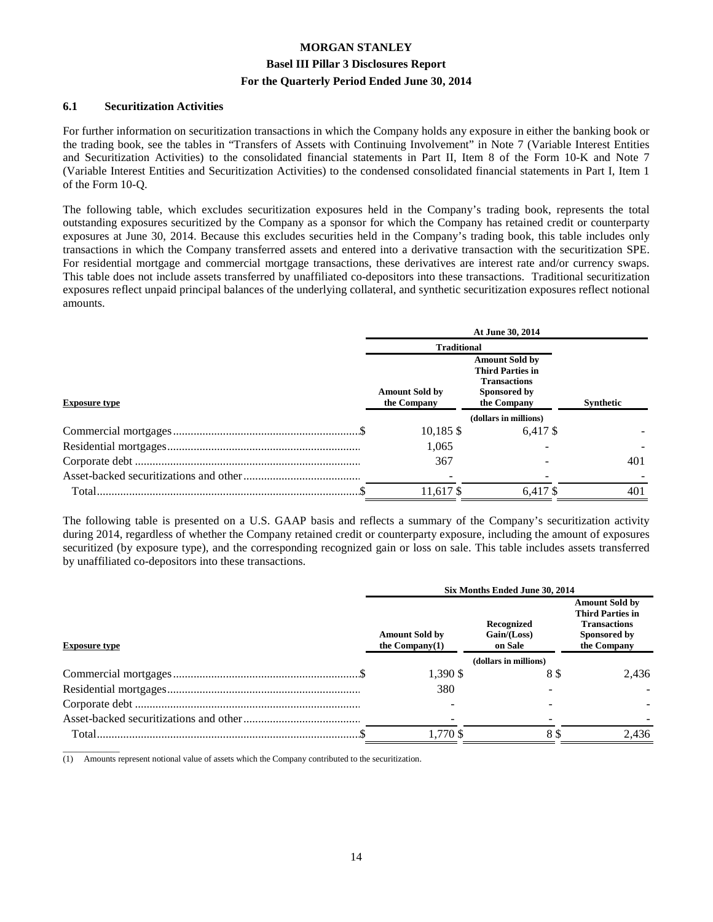### 6.1 Securitization Activities

For further information on securitization transactions in which the Company holds any exposure in either the banking book or the trading book, see the tables in "Transfers of Assets with Continuing Involvement" in Note 7 (Variable Interest Entities and Securitization Activities) to the consolidated financial statements in Part II, Item 8 of the Form 10-K and Note 7 (Variable Interest Entities and Securitization Activities) to the condensed consolidated financial statements in Part I, Item 1 of the Form 10-Q.

The following table, which excludes securitization exposures held in the Company's trading book, represents the total outstanding exposures securitized by the Company as a sponsor for which the Company has retained credit or counterparty exposures at June 30, 2014. Because this excludes securities held in the Company's trading book, this table includes only transactions in which the Company transferred assets and entered into a derivative transaction with the securitization SPE. For residential mortgage and commercial mortgage transactions, these derivatives are interest rate and/or currency swaps. This table does not include assets transferred by unaffiliated co-depositors into these transactions. Traditional securitization exposures reflect unpaid principal balances of the underlying collateral, and synthetic securitization exposures reflect notional amounts.

| | At June 30, 2014 | | |
|---|---|---|---|
| | Traditional | | |
| Exposure type | Amount Sold by the Company | Amount Sold by Third Parties in Transactions Sponsored by the Company | Synthetic |
| | (dollars in millions) | | |
| Commercial mortgages | $ 10,185 | $ 6,417 | $ - |
| Residential mortgages | 1,065 | - | - |
| Corporate debt | 367 | - | 401 |
| Asset-backed securitizations and other | - | - | - |
| Total | $ 11,617 | $ 6,417 | $ 401 |

The following table is presented on a U.S. GAAP basis and reflects a summary of the Company's securitization activity during 2014, regardless of whether the Company retained credit or counterparty exposure, including the amount of exposures securitized (by exposure type), and the corresponding recognized gain or loss on sale. This table includes assets transferred by unaffiliated co-depositors into these transactions.

| | Six Months Ended June 30, 2014 | | |
|---|---|---|---|
| Exposure type | Amount Sold by the Company(1) | Recognized Gain/(Loss) on Sale | Amount Sold by Third Parties in Transactions Sponsored by the Company |
| | (dollars in millions) | | |
| Commercial mortgages | $ 1,390 | $ 8 | $ 2,436 |
| Residential mortgages | 380 | - | - |
| Corporate debt | - | - | - |
| Asset-backed securitizations and other | - | - | - |
| Total | $ 1,770 | $ 8 | $ 2,436 |

(1) Amounts represent notional value of assets which the Company contributed to the securitization.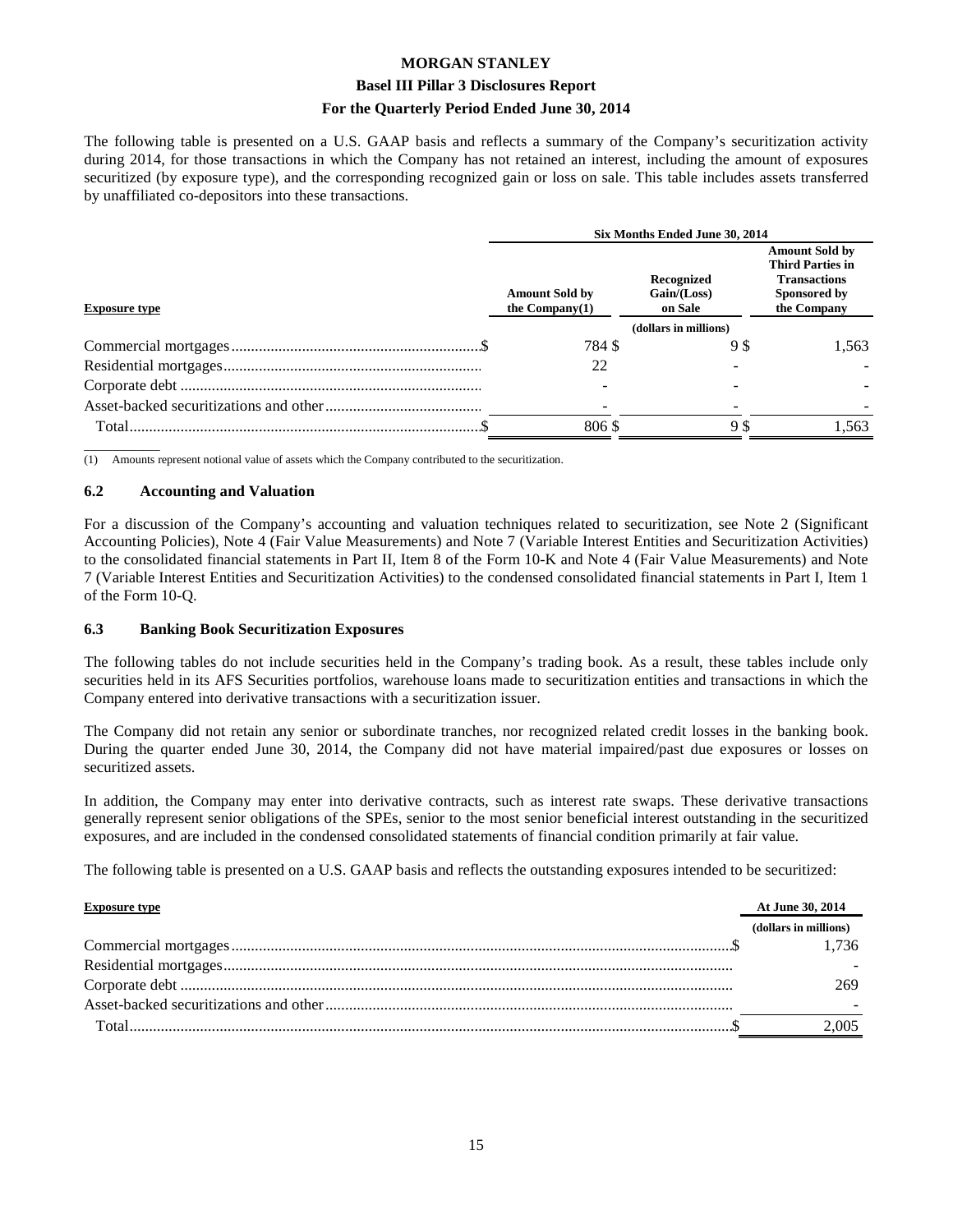The following table is presented on a U.S. GAAP basis and reflects a summary of the Company's securitization activity during 2014, for those transactions in which the Company has not retained an interest, including the amount of exposures securitized (by exposure type), and the corresponding recognized gain or loss on sale. This table includes assets transferred by unaffiliated co-depositors into these transactions.

| | Six Months Ended June 30, 2014 | | |
|---|---|---|---|
| **Exposure type** | **Amount Sold by the Company(1)** | **Recognized Gain/(Loss) on Sale** | **Amount Sold by Third Parties in Transactions Sponsored by the Company** |
| | | (dollars in millions) | |
| Commercial mortgages | $ 784 | $ 9 | $ 1,563 |
| Residential mortgages | 22 | - | - |
| Corporate debt | - | - | - |
| Asset-backed securitizations and other | - | - | - |
| Total | $ 806 | $ 9 | $ 1,563 |

(1) Amounts represent notional value of assets which the Company contributed to the securitization.

### 6.2 Accounting and Valuation

For a discussion of the Company's accounting and valuation techniques related to securitization, see Note 2 (Significant Accounting Policies), Note 4 (Fair Value Measurements) and Note 7 (Variable Interest Entities and Securitization Activities) to the consolidated financial statements in Part II, Item 8 of the Form 10-K and Note 4 (Fair Value Measurements) and Note 7 (Variable Interest Entities and Securitization Activities) to the condensed consolidated financial statements in Part I, Item 1 of the Form 10-Q.

### 6.3 Banking Book Securitization Exposures

The following tables do not include securities held in the Company's trading book. As a result, these tables include only securities held in its AFS Securities portfolios, warehouse loans made to securitization entities and transactions in which the Company entered into derivative transactions with a securitization issuer.

The Company did not retain any senior or subordinate tranches, nor recognized related credit losses in the banking book. During the quarter ended June 30, 2014, the Company did not have material impaired/past due exposures or losses on securitized assets.

In addition, the Company may enter into derivative contracts, such as interest rate swaps. These derivative transactions generally represent senior obligations of the SPEs, senior to the most senior beneficial interest outstanding in the securitized exposures, and are included in the condensed consolidated statements of financial condition primarily at fair value.

The following table is presented on a U.S. GAAP basis and reflects the outstanding exposures intended to be securitized:

| **Exposure type** | **At June 30, 2014** |
|---|---|
| | (dollars in millions) |
| Commercial mortgages | $ 1,736 |
| Residential mortgages | - |
| Corporate debt | 269 |
| Asset-backed securitizations and other | - |
| Total | $ 2,005 |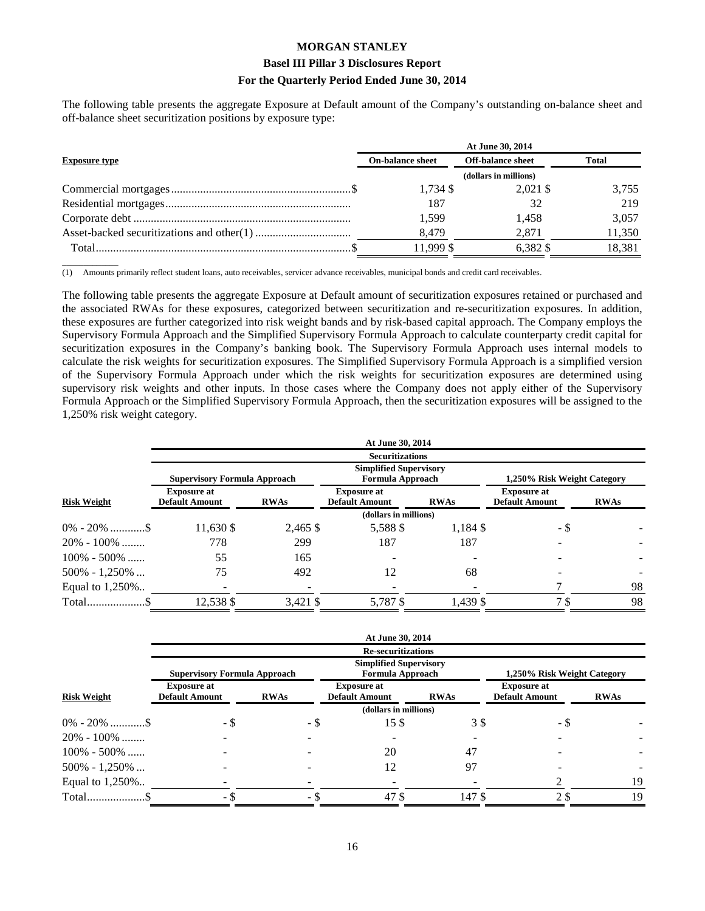The following table presents the aggregate Exposure at Default amount of the Company's outstanding on-balance sheet and off-balance sheet securitization positions by exposure type:

| Exposure type | At June 30, 2014 | | |
|---|---|---|---|
| | On-balance sheet | Off-balance sheet | Total |
| | (dollars in millions) | | |
| Commercial mortgages | $ 1,734 | $ 2,021 | $ 3,755 |
| Residential mortgages | 187 | 32 | 219 |
| Corporate debt | 1,599 | 1,458 | 3,057 |
| Asset-backed securitizations and other(1) | 8,479 | 2,871 | 11,350 |
| Total | $ 11,999 | $ 6,382 | $ 18,381 |

(1) Amounts primarily reflect student loans, auto receivables, servicer advance receivables, municipal bonds and credit card receivables.

The following table presents the aggregate Exposure at Default amount of securitization exposures retained or purchased and the associated RWAs for these exposures, categorized between securitization and re-securitization exposures. In addition, these exposures are further categorized into risk weight bands and by risk-based capital approach. The Company employs the Supervisory Formula Approach and the Simplified Supervisory Formula Approach to calculate counterparty credit capital for securitization exposures in the Company's banking book. The Supervisory Formula Approach uses internal models to calculate the risk weights for securitization exposures. The Simplified Supervisory Formula Approach is a simplified version of the Supervisory Formula Approach under which the risk weights for securitization exposures are determined using supervisory risk weights and other inputs. In those cases where the Company does not apply either of the Supervisory Formula Approach or the Simplified Supervisory Formula Approach, then the securitization exposures will be assigned to the 1,250% risk weight category.

| Risk Weight | At June 30, 2014 | | | | | |
|---|---|---|---|---|---|---|
| | Securitizations | | | | | |
| | Supervisory Formula Approach | | Simplified Supervisory Formula Approach | | 1,250% Risk Weight Category | |
| | Exposure at Default Amount | RWAs | Exposure at Default Amount | RWAs | Exposure at Default Amount | RWAs |
| | (dollars in millions) | | | | | |
| 0% - 20% | $ 11,630 | $ 2,465 | $ 5,588 | $ 1,184 | $ - | $ - |
| 20% - 100% | 778 | 299 | 187 | 187 | - | - |
| 100% - 500% | 55 | 165 | - | - | - | - |
| 500% - 1,250% | 75 | 492 | 12 | 68 | - | - |
| Equal to 1,250% | - | - | - | - | 7 | 98 |
| Total | $ 12,538 | $ 3,421 | $ 5,787 | $ 1,439 | $ 7 | $ 98 |

| Risk Weight | At June 30, 2014 | | | | | |
|---|---|---|---|---|---|---|
| | Re-securitizations | | | | | |
| | Supervisory Formula Approach | | Simplified Supervisory Formula Approach | | 1,250% Risk Weight Category | |
| | Exposure at Default Amount | RWAs | Exposure at Default Amount | RWAs | Exposure at Default Amount | RWAs |
| | (dollars in millions) | | | | | |
| 0% - 20% | $ - | $ - | $ 15 | $ 3 | $ - | $ - |
| 20% - 100% | - | - | - | - | - | - |
| 100% - 500% | - | - | 20 | 47 | - | - |
| 500% - 1,250% | - | - | 12 | 97 | - | - |
| Equal to 1,250% | - | - | - | - | 2 | 19 |
| Total | $ - | $ - | $ 47 | $ 147 | $ 2 | $ 19 |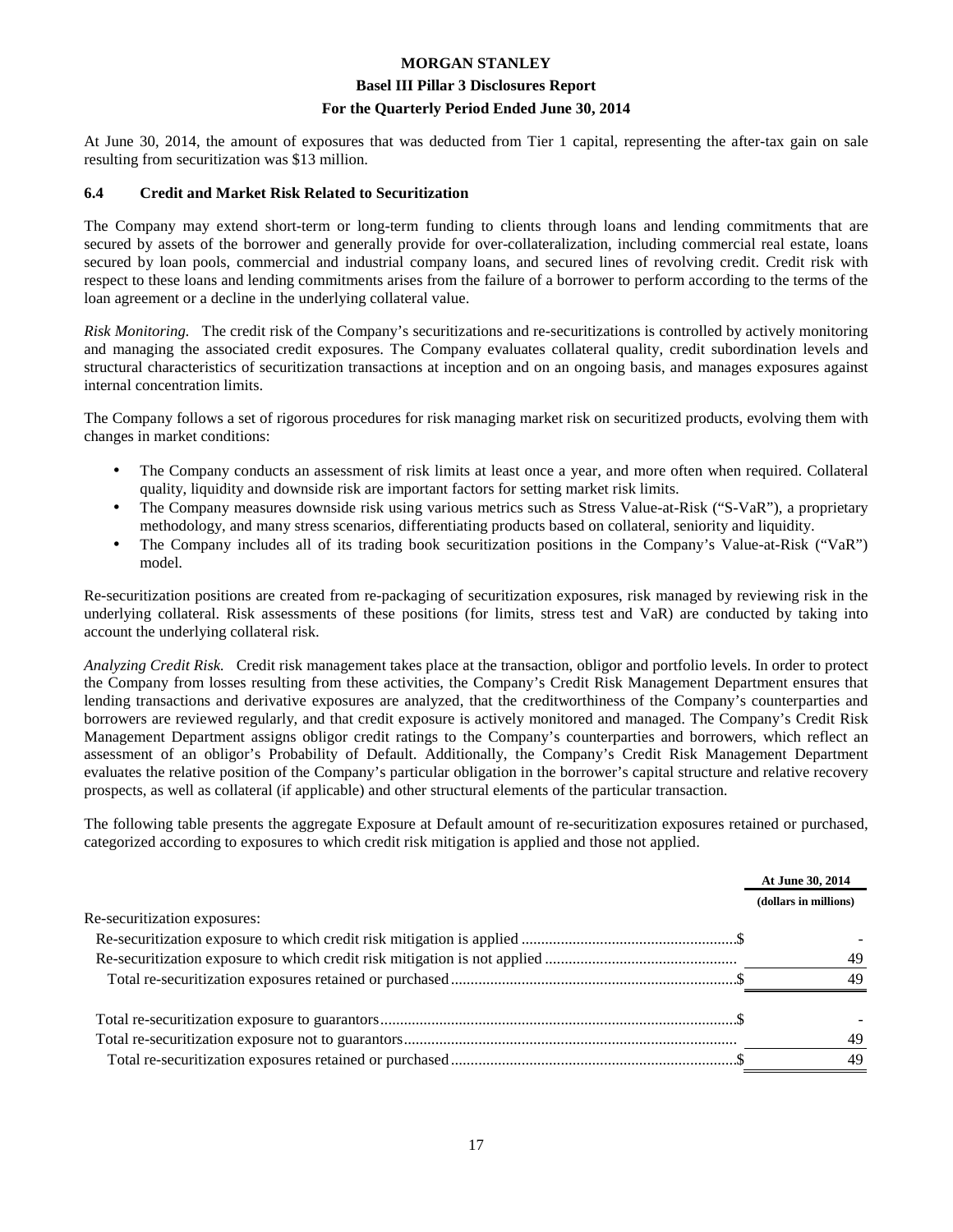At June 30, 2014, the amount of exposures that was deducted from Tier 1 capital, representing the after-tax gain on sale resulting from securitization was $13 million.

### 6.4 Credit and Market Risk Related to Securitization

The Company may extend short-term or long-term funding to clients through loans and lending commitments that are secured by assets of the borrower and generally provide for over-collateralization, including commercial real estate, loans secured by loan pools, commercial and industrial company loans, and secured lines of revolving credit. Credit risk with respect to these loans and lending commitments arises from the failure of a borrower to perform according to the terms of the loan agreement or a decline in the underlying collateral value.

*Risk Monitoring.* The credit risk of the Company's securitizations and re-securitizations is controlled by actively monitoring and managing the associated credit exposures. The Company evaluates collateral quality, credit subordination levels and structural characteristics of securitization transactions at inception and on an ongoing basis, and manages exposures against internal concentration limits.

The Company follows a set of rigorous procedures for risk managing market risk on securitized products, evolving them with changes in market conditions:

- The Company conducts an assessment of risk limits at least once a year, and more often when required. Collateral quality, liquidity and downside risk are important factors for setting market risk limits.
- The Company measures downside risk using various metrics such as Stress Value-at-Risk ("S-VaR"), a proprietary methodology, and many stress scenarios, differentiating products based on collateral, seniority and liquidity.
- The Company includes all of its trading book securitization positions in the Company's Value-at-Risk ("VaR") model.

Re-securitization positions are created from re-packaging of securitization exposures, risk managed by reviewing risk in the underlying collateral. Risk assessments of these positions (for limits, stress test and VaR) are conducted by taking into account the underlying collateral risk.

*Analyzing Credit Risk.* Credit risk management takes place at the transaction, obligor and portfolio levels. In order to protect the Company from losses resulting from these activities, the Company's Credit Risk Management Department ensures that lending transactions and derivative exposures are analyzed, that the creditworthiness of the Company's counterparties and borrowers are reviewed regularly, and that credit exposure is actively monitored and managed. The Company's Credit Risk Management Department assigns obligor credit ratings to the Company's counterparties and borrowers, which reflect an assessment of an obligor's Probability of Default. Additionally, the Company's Credit Risk Management Department evaluates the relative position of the Company's particular obligation in the borrower's capital structure and relative recovery prospects, as well as collateral (if applicable) and other structural elements of the particular transaction.

The following table presents the aggregate Exposure at Default amount of re-securitization exposures retained or purchased, categorized according to exposures to which credit risk mitigation is applied and those not applied.

| | At June 30, 2014 (dollars in millions) |
|---|---|
| Re-securitization exposures: | |
| Re-securitization exposure to which credit risk mitigation is applied | $ - |
| Re-securitization exposure to which credit risk mitigation is not applied | 49 |
| Total re-securitization exposures retained or purchased | $ 49 |
| | |
| Total re-securitization exposure to guarantors | $ - |
| Total re-securitization exposure not to guarantors | 49 |
| Total re-securitization exposures retained or purchased | $ 49 |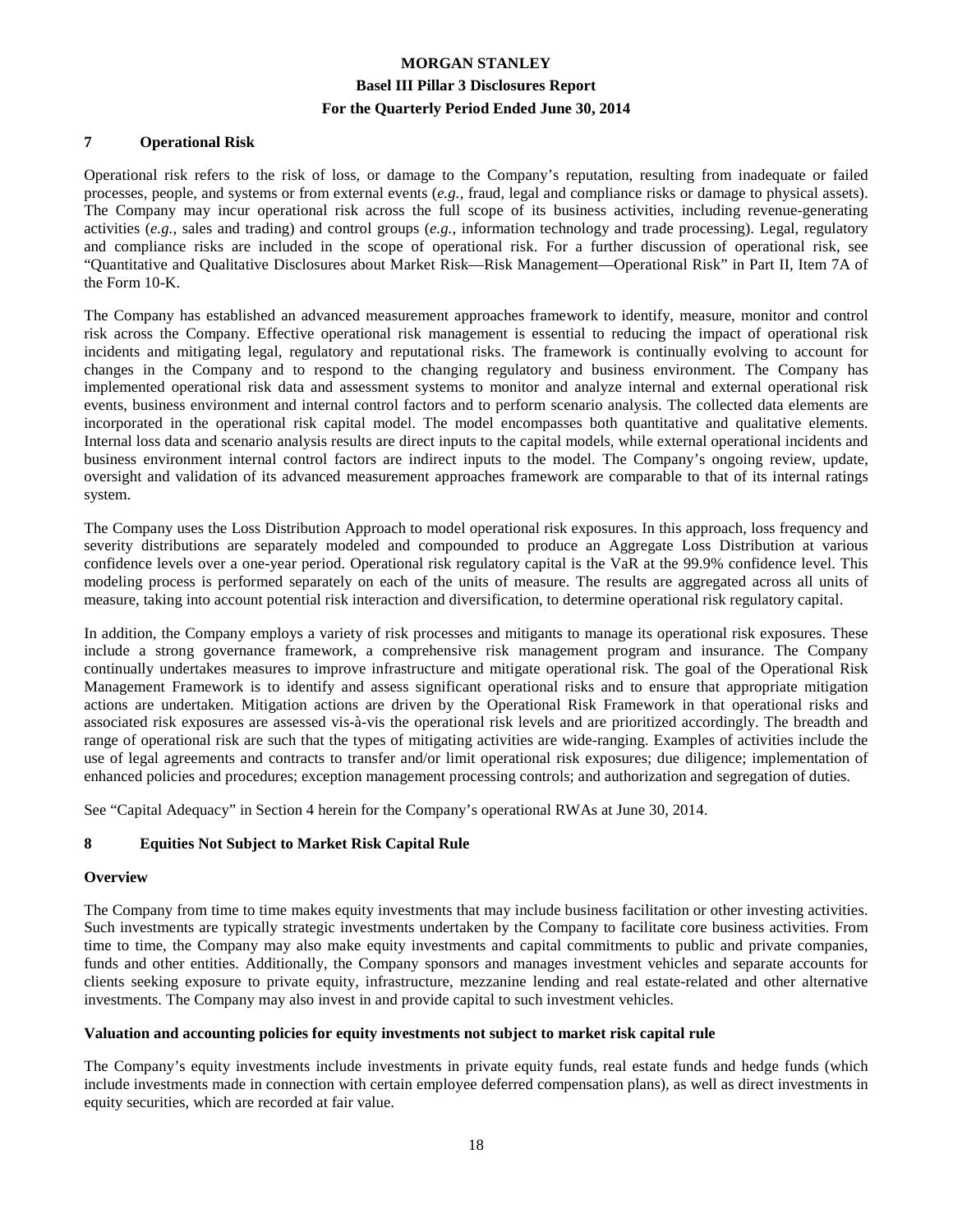## 7 Operational Risk

Operational risk refers to the risk of loss, or damage to the Company's reputation, resulting from inadequate or failed processes, people, and systems or from external events (*e.g.*, fraud, legal and compliance risks or damage to physical assets). The Company may incur operational risk across the full scope of its business activities, including revenue-generating activities (*e.g.*, sales and trading) and control groups (*e.g.*, information technology and trade processing). Legal, regulatory and compliance risks are included in the scope of operational risk. For a further discussion of operational risk, see "Quantitative and Qualitative Disclosures about Market Risk—Risk Management—Operational Risk" in Part II, Item 7A of the Form 10-K.

The Company has established an advanced measurement approaches framework to identify, measure, monitor and control risk across the Company. Effective operational risk management is essential to reducing the impact of operational risk incidents and mitigating legal, regulatory and reputational risks. The framework is continually evolving to account for changes in the Company and to respond to the changing regulatory and business environment. The Company has implemented operational risk data and assessment systems to monitor and analyze internal and external operational risk events, business environment and internal control factors and to perform scenario analysis. The collected data elements are incorporated in the operational risk capital model. The model encompasses both quantitative and qualitative elements. Internal loss data and scenario analysis results are direct inputs to the capital models, while external operational incidents and business environment internal control factors are indirect inputs to the model. The Company's ongoing review, update, oversight and validation of its advanced measurement approaches framework are comparable to that of its internal ratings system.

The Company uses the Loss Distribution Approach to model operational risk exposures. In this approach, loss frequency and severity distributions are separately modeled and compounded to produce an Aggregate Loss Distribution at various confidence levels over a one-year period. Operational risk regulatory capital is the VaR at the 99.9% confidence level. This modeling process is performed separately on each of the units of measure. The results are aggregated across all units of measure, taking into account potential risk interaction and diversification, to determine operational risk regulatory capital.

In addition, the Company employs a variety of risk processes and mitigants to manage its operational risk exposures. These include a strong governance framework, a comprehensive risk management program and insurance. The Company continually undertakes measures to improve infrastructure and mitigate operational risk. The goal of the Operational Risk Management Framework is to identify and assess significant operational risks and to ensure that appropriate mitigation actions are undertaken. Mitigation actions are driven by the Operational Risk Framework in that operational risks and associated risk exposures are assessed vis-à-vis the operational risk levels and are prioritized accordingly. The breadth and range of operational risk are such that the types of mitigating activities are wide-ranging. Examples of activities include the use of legal agreements and contracts to transfer and/or limit operational risk exposures; due diligence; implementation of enhanced policies and procedures; exception management processing controls; and authorization and segregation of duties.

See "Capital Adequacy" in Section 4 herein for the Company's operational RWAs at June 30, 2014.

## 8 Equities Not Subject to Market Risk Capital Rule

### Overview

The Company from time to time makes equity investments that may include business facilitation or other investing activities. Such investments are typically strategic investments undertaken by the Company to facilitate core business activities. From time to time, the Company may also make equity investments and capital commitments to public and private companies, funds and other entities. Additionally, the Company sponsors and manages investment vehicles and separate accounts for clients seeking exposure to private equity, infrastructure, mezzanine lending and real estate-related and other alternative investments. The Company may also invest in and provide capital to such investment vehicles.

### Valuation and accounting policies for equity investments not subject to market risk capital rule

The Company's equity investments include investments in private equity funds, real estate funds and hedge funds (which include investments made in connection with certain employee deferred compensation plans), as well as direct investments in equity securities, which are recorded at fair value.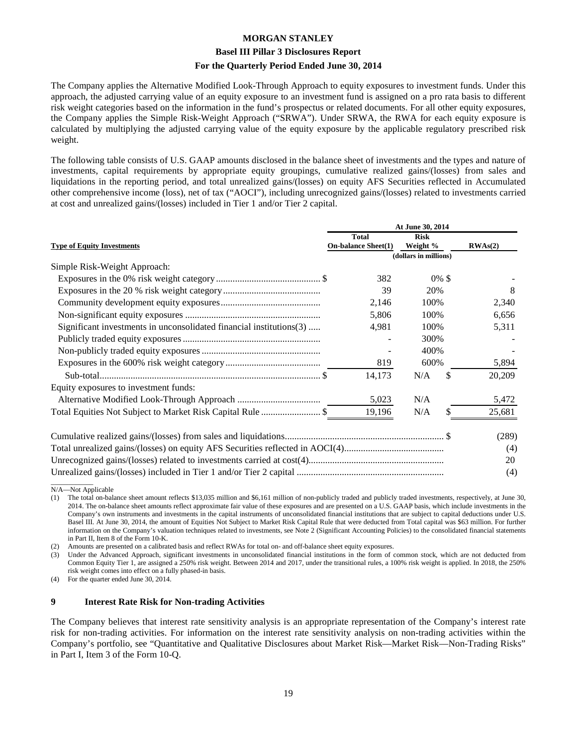**MORGAN STANLEY**

**Basel III Pillar 3 Disclosures Report**

**For the Quarterly Period Ended June 30, 2014**

The Company applies the Alternative Modified Look-Through Approach to equity exposures to investment funds. Under this approach, the adjusted carrying value of an equity exposure to an investment fund is assigned on a pro rata basis to different risk weight categories based on the information in the fund's prospectus or related documents. For all other equity exposures, the Company applies the Simple Risk-Weight Approach ("SRWA"). Under SRWA, the RWA for each equity exposure is calculated by multiplying the adjusted carrying value of the equity exposure by the applicable regulatory prescribed risk weight.

The following table consists of U.S. GAAP amounts disclosed in the balance sheet of investments and the types and nature of investments, capital requirements by appropriate equity groupings, cumulative realized gains/(losses) from sales and liquidations in the reporting period, and total unrealized gains/(losses) on equity AFS Securities reflected in Accumulated other comprehensive income (loss), net of tax ("AOCI"), including unrecognized gains/(losses) related to investments carried at cost and unrealized gains/(losses) included in Tier 1 and/or Tier 2 capital.

| | At June 30, 2014 | | |
|---|---|---|---|
| **Type of Equity Investments** | **Total On-balance Sheet(1)** | **Risk Weight %** | **RWAs(2)** |
| | (dollars in millions) | | |
| Simple Risk-Weight Approach: | | | |
| Exposures in the 0% risk weight category | $ 382 | 0% | $ - |
| Exposures in the 20 % risk weight category | 39 | 20% | 8 |
| Community development equity exposures | 2,146 | 100% | 2,340 |
| Non-significant equity exposures | 5,806 | 100% | 6,656 |
| Significant investments in unconsolidated financial institutions(3) | 4,981 | 100% | 5,311 |
| Publicly traded equity exposures | - | 300% | - |
| Non-publicly traded equity exposures | - | 400% | - |
| Exposures in the 600% risk weight category | 819 | 600% | 5,894 |
| Sub-total | $ 14,173 | N/A | $ 20,209 |
| Equity exposures to investment funds: | | | |
| Alternative Modified Look-Through Approach | 5,023 | N/A | 5,472 |
| Total Equities Not Subject to Market Risk Capital Rule | $ 19,196 | N/A | $ 25,681 |

| | |
|---|---|
| Cumulative realized gains/(losses) from sales and liquidations | $ (289) |
| Total unrealized gains/(losses) on equity AFS Securities reflected in AOCI(4) | (4) |
| Unrecognized gains/(losses) related to investments carried at cost(4) | 20 |
| Unrealized gains/(losses) included in Tier 1 and/or Tier 2 capital | (4) |

N/A—Not Applicable

(1) The total on-balance sheet amount reflects $13,035 million and $6,161 million of non-publicly traded and publicly traded investments, respectively, at June 30, 2014. The on-balance sheet amounts reflect approximate fair value of these exposures and are presented on a U.S. GAAP basis, which include investments in the Company's own instruments and investments in the capital instruments of unconsolidated financial institutions that are subject to capital deductions under U.S. Basel III. At June 30, 2014, the amount of Equities Not Subject to Market Risk Capital Rule that were deducted from Total capital was $63 million. For further information on the Company's valuation techniques related to investments, see Note 2 (Significant Accounting Policies) to the consolidated financial statements in Part II, Item 8 of the Form 10-K.

(2) Amounts are presented on a calibrated basis and reflect RWAs for total on- and off-balance sheet equity exposures.

(3) Under the Advanced Approach, significant investments in unconsolidated financial institutions in the form of common stock, which are not deducted from Common Equity Tier 1, are assigned a 250% risk weight. Between 2014 and 2017, under the transitional rules, a 100% risk weight is applied. In 2018, the 250% risk weight comes into effect on a fully phased-in basis.

(4) For the quarter ended June 30, 2014.

## 9 Interest Rate Risk for Non-trading Activities

The Company believes that interest rate sensitivity analysis is an appropriate representation of the Company's interest rate risk for non-trading activities. For information on the interest rate sensitivity analysis on non-trading activities within the Company's portfolio, see "Quantitative and Qualitative Disclosures about Market Risk—Market Risk—Non-Trading Risks" in Part I, Item 3 of the Form 10-Q.